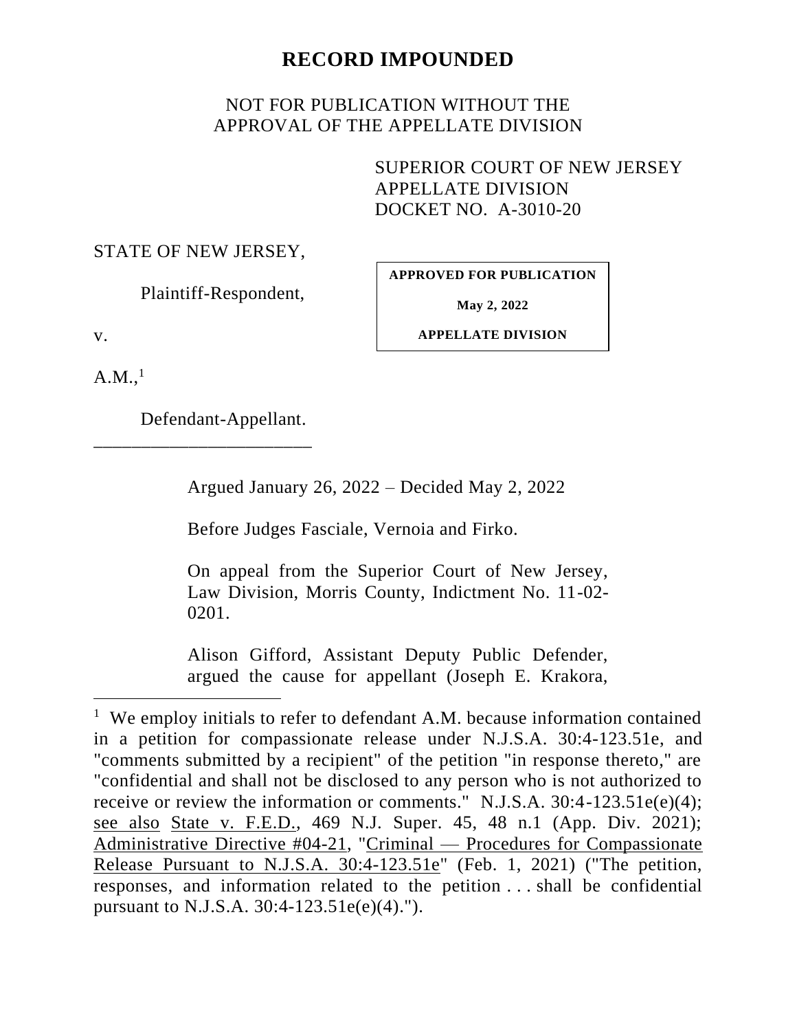# RECORD IMPOUNDED

NOT FOR PUBLICATION WITHOUT THE APPROVAL OF THE APPELLATE DIVISION

SUPERIOR COURT OF NEW JERSEY
APPELLATE DIVISION
DOCKET NO. A-3010-20

STATE OF NEW JERSEY,

Plaintiff-Respondent,

v.

A.M.,[1]

Defendant-Appellant.

\_\_\_\_\_\_\_\_\_\_\_\_\_\_\_\_\_\_\_\_\_\_\_\_

**APPROVED FOR PUBLICATION**

**May 2, 2022**

**APPELLATE DIVISION**

Argued January 26, 2022 – Decided May 2, 2022

Before Judges Fasciale, Vernoia and Firko.

On appeal from the Superior Court of New Jersey, Law Division, Morris County, Indictment No. 11-02-0201.

Alison Gifford, Assistant Deputy Public Defender, argued the cause for appellant (Joseph E. Krakora,

---

[1] We employ initials to refer to defendant A.M. because information contained in a petition for compassionate release under N.J.S.A. 30:4-123.51e, and "comments submitted by a recipient" of the petition "in response thereto," are "confidential and shall not be disclosed to any person who is not authorized to receive or review the information or comments." N.J.S.A. 30:4-123.51e(e)(4); see also State v. F.E.D., 469 N.J. Super. 45, 48 n.1 (App. Div. 2021); Administrative Directive #04-21, "Criminal — Procedures for Compassionate Release Pursuant to N.J.S.A. 30:4-123.51e" (Feb. 1, 2021) ("The petition, responses, and information related to the petition . . . shall be confidential pursuant to N.J.S.A. 30:4-123.51e(e)(4).").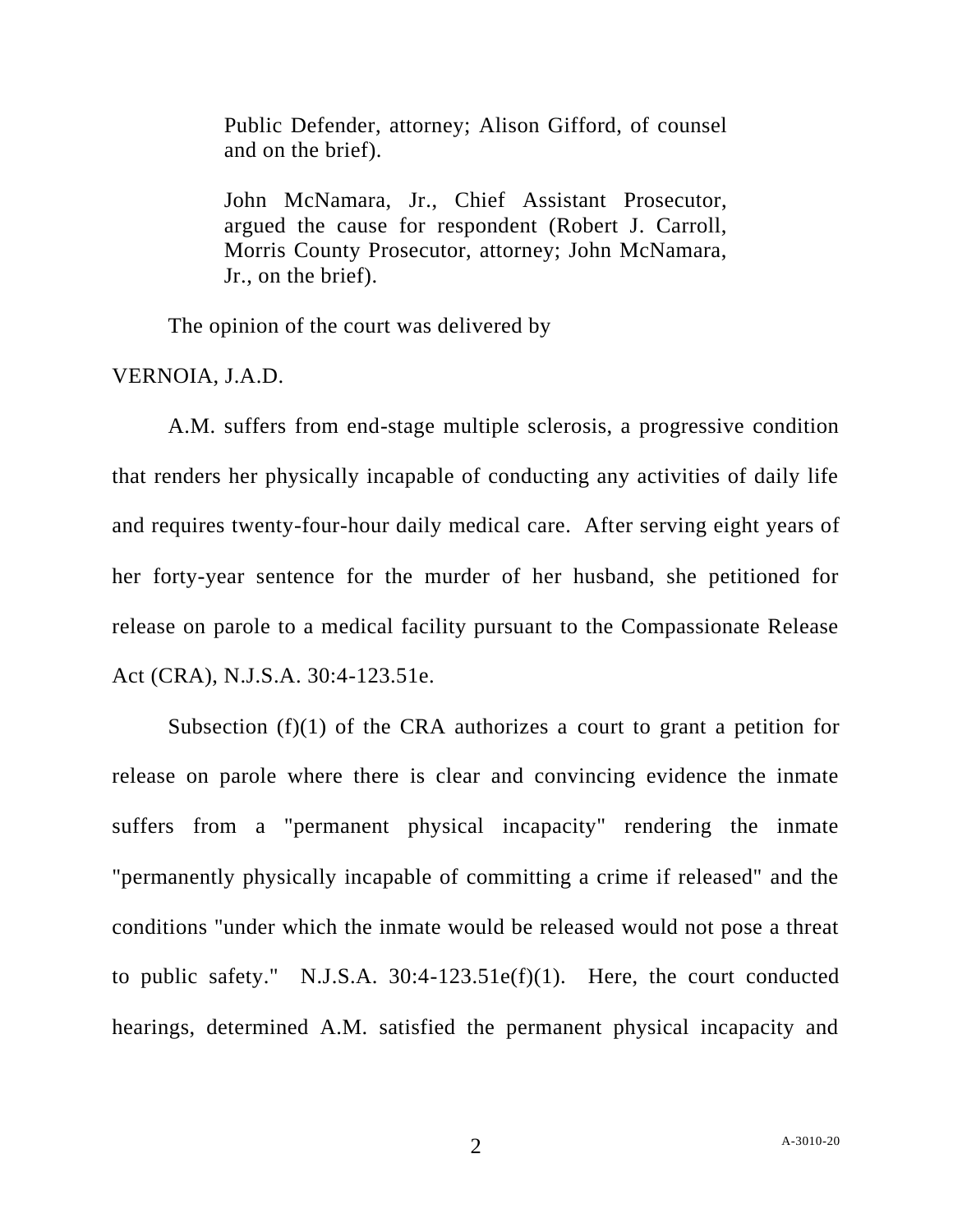Public Defender, attorney; Alison Gifford, of counsel and on the brief).

John McNamara, Jr., Chief Assistant Prosecutor, argued the cause for respondent (Robert J. Carroll, Morris County Prosecutor, attorney; John McNamara, Jr., on the brief).

The opinion of the court was delivered by

VERNOIA, J.A.D.

A.M. suffers from end-stage multiple sclerosis, a progressive condition that renders her physically incapable of conducting any activities of daily life and requires twenty-four-hour daily medical care. After serving eight years of her forty-year sentence for the murder of her husband, she petitioned for release on parole to a medical facility pursuant to the Compassionate Release Act (CRA), N.J.S.A. 30:4-123.51e.

Subsection (f)(1) of the CRA authorizes a court to grant a petition for release on parole where there is clear and convincing evidence the inmate suffers from a "permanent physical incapacity" rendering the inmate "permanently physically incapable of committing a crime if released" and the conditions "under which the inmate would be released would not pose a threat to public safety." N.J.S.A. 30:4-123.51e(f)(1). Here, the court conducted hearings, determined A.M. satisfied the permanent physical incapacity and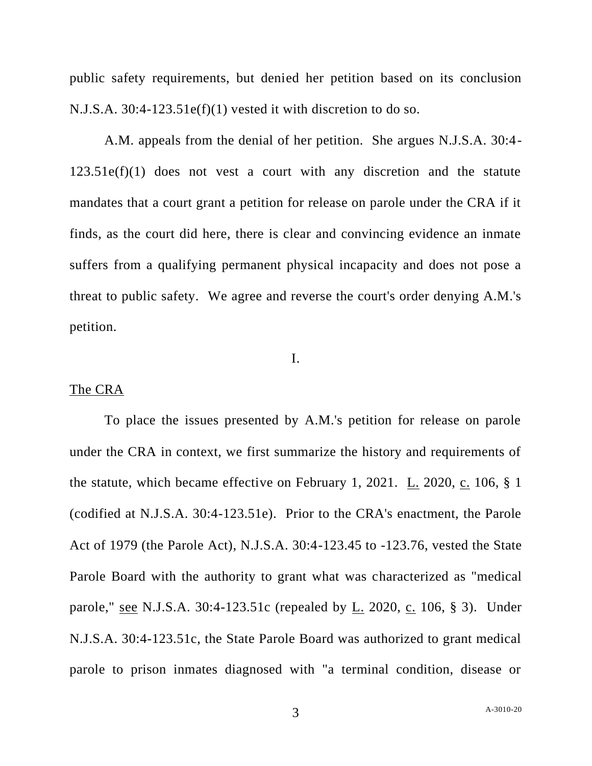public safety requirements, but denied her petition based on its conclusion N.J.S.A. 30:4-123.51e(f)(1) vested it with discretion to do so.

A.M. appeals from the denial of her petition. She argues N.J.S.A. 30:4-123.51e(f)(1) does not vest a court with any discretion and the statute mandates that a court grant a petition for release on parole under the CRA if it finds, as the court did here, there is clear and convincing evidence an inmate suffers from a qualifying permanent physical incapacity and does not pose a threat to public safety. We agree and reverse the court's order denying A.M.'s petition.

I.

The CRA

To place the issues presented by A.M.'s petition for release on parole under the CRA in context, we first summarize the history and requirements of the statute, which became effective on February 1, 2021. L. 2020, c. 106, § 1 (codified at N.J.S.A. 30:4-123.51e). Prior to the CRA's enactment, the Parole Act of 1979 (the Parole Act), N.J.S.A. 30:4-123.45 to -123.76, vested the State Parole Board with the authority to grant what was characterized as "medical parole," see N.J.S.A. 30:4-123.51c (repealed by L. 2020, c. 106, § 3). Under N.J.S.A. 30:4-123.51c, the State Parole Board was authorized to grant medical parole to prison inmates diagnosed with "a terminal condition, disease or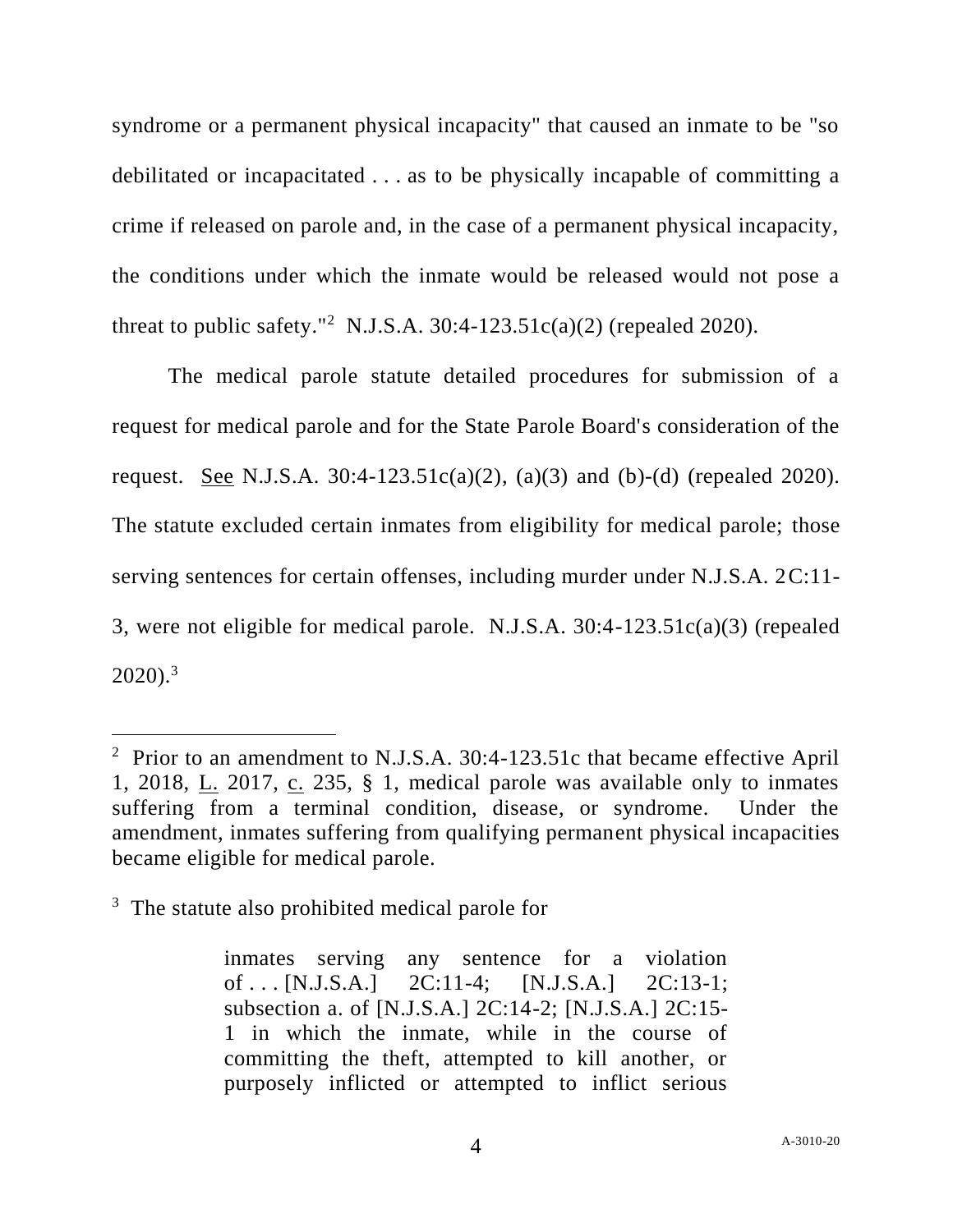syndrome or a permanent physical incapacity" that caused an inmate to be "so debilitated or incapacitated . . . as to be physically incapable of committing a crime if released on parole and, in the case of a permanent physical incapacity, the conditions under which the inmate would be released would not pose a threat to public safety."[2] N.J.S.A. 30:4-123.51c(a)(2) (repealed 2020).

The medical parole statute detailed procedures for submission of a request for medical parole and for the State Parole Board's consideration of the request. See N.J.S.A. 30:4-123.51c(a)(2), (a)(3) and (b)-(d) (repealed 2020). The statute excluded certain inmates from eligibility for medical parole; those serving sentences for certain offenses, including murder under N.J.S.A. 2C:11-3, were not eligible for medical parole. N.J.S.A. 30:4-123.51c(a)(3) (repealed 2020).[3]

---

[2] Prior to an amendment to N.J.S.A. 30:4-123.51c that became effective April 1, 2018, L. 2017, c. 235, § 1, medical parole was available only to inmates suffering from a terminal condition, disease, or syndrome. Under the amendment, inmates suffering from qualifying permanent physical incapacities became eligible for medical parole.

[3] The statute also prohibited medical parole for

> inmates serving any sentence for a violation of . . . [N.J.S.A.] 2C:11-4; [N.J.S.A.] 2C:13-1; subsection a. of [N.J.S.A.] 2C:14-2; [N.J.S.A.] 2C:15-1 in which the inmate, while in the course of committing the theft, attempted to kill another, or purposely inflicted or attempted to inflict serious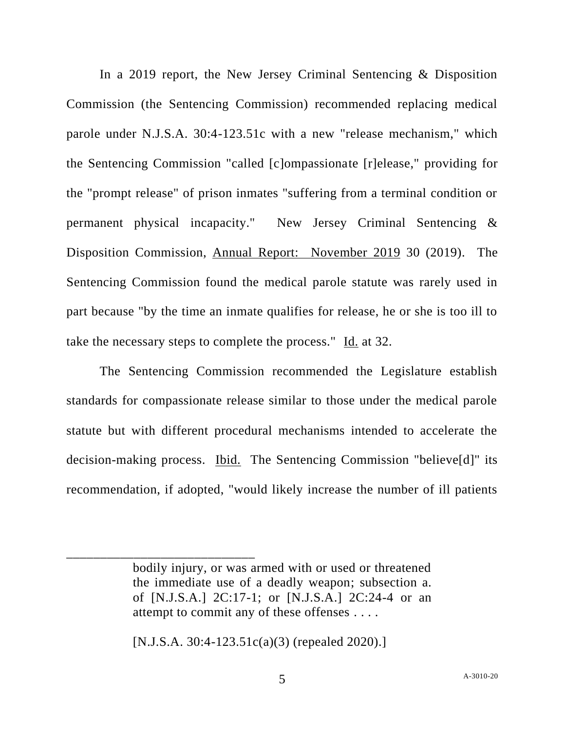In a 2019 report, the New Jersey Criminal Sentencing & Disposition Commission (the Sentencing Commission) recommended replacing medical parole under N.J.S.A. 30:4-123.51c with a new "release mechanism," which the Sentencing Commission "called [c]ompassionate [r]elease," providing for the "prompt release" of prison inmates "suffering from a terminal condition or permanent physical incapacity." New Jersey Criminal Sentencing & Disposition Commission, Annual Report: November 2019 30 (2019). The Sentencing Commission found the medical parole statute was rarely used in part because "by the time an inmate qualifies for release, he or she is too ill to take the necessary steps to complete the process." Id. at 32.

The Sentencing Commission recommended the Legislature establish standards for compassionate release similar to those under the medical parole statute but with different procedural mechanisms intended to accelerate the decision-making process. Ibid. The Sentencing Commission "believe[d]" its recommendation, if adopted, "would likely increase the number of ill patients

---

> bodily injury, or was armed with or used or threatened the immediate use of a deadly weapon; subsection a. of [N.J.S.A.] 2C:17-1; or [N.J.S.A.] 2C:24-4 or an attempt to commit any of these offenses . . . .
>
> [N.J.S.A. 30:4-123.51c(a)(3) (repealed 2020).]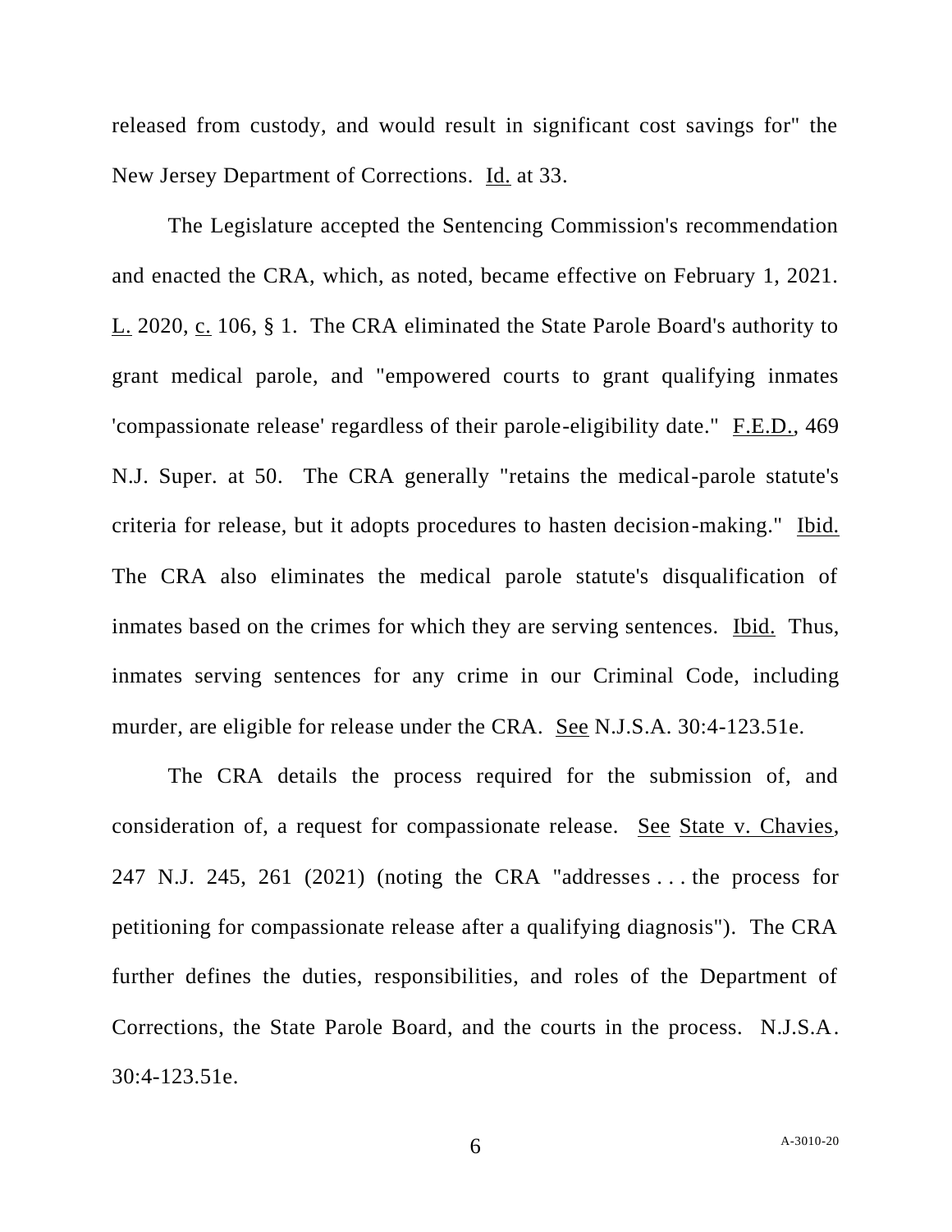released from custody, and would result in significant cost savings for" the New Jersey Department of Corrections. Id. at 33.

The Legislature accepted the Sentencing Commission's recommendation and enacted the CRA, which, as noted, became effective on February 1, 2021. L. 2020, c. 106, § 1. The CRA eliminated the State Parole Board's authority to grant medical parole, and "empowered courts to grant qualifying inmates 'compassionate release' regardless of their parole-eligibility date." F.E.D., 469 N.J. Super. at 50. The CRA generally "retains the medical-parole statute's criteria for release, but it adopts procedures to hasten decision-making." Ibid. The CRA also eliminates the medical parole statute's disqualification of inmates based on the crimes for which they are serving sentences. Ibid. Thus, inmates serving sentences for any crime in our Criminal Code, including murder, are eligible for release under the CRA. See N.J.S.A. 30:4-123.51e.

The CRA details the process required for the submission of, and consideration of, a request for compassionate release. See State v. Chavies, 247 N.J. 245, 261 (2021) (noting the CRA "addresses . . . the process for petitioning for compassionate release after a qualifying diagnosis"). The CRA further defines the duties, responsibilities, and roles of the Department of Corrections, the State Parole Board, and the courts in the process. N.J.S.A. 30:4-123.51e.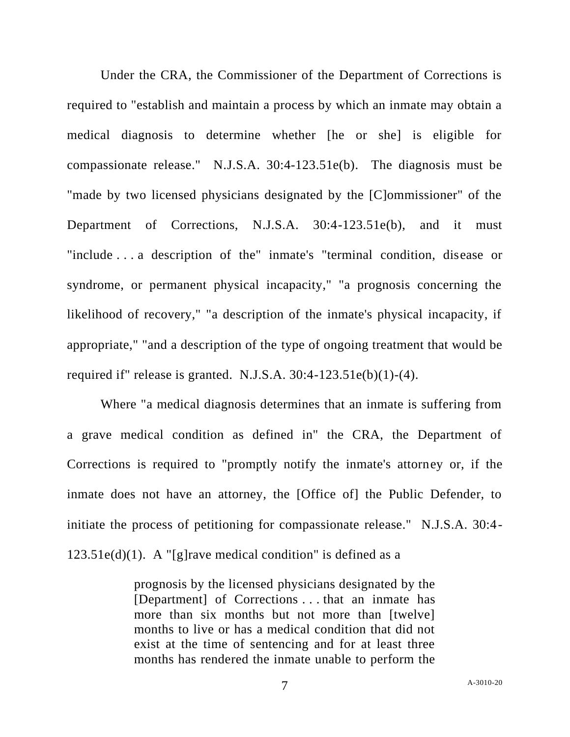Under the CRA, the Commissioner of the Department of Corrections is required to "establish and maintain a process by which an inmate may obtain a medical diagnosis to determine whether [he or she] is eligible for compassionate release." N.J.S.A. 30:4-123.51e(b). The diagnosis must be "made by two licensed physicians designated by the [C]ommissioner" of the Department of Corrections, N.J.S.A. 30:4-123.51e(b), and it must "include . . . a description of the" inmate's "terminal condition, disease or syndrome, or permanent physical incapacity," "a prognosis concerning the likelihood of recovery," "a description of the inmate's physical incapacity, if appropriate," "and a description of the type of ongoing treatment that would be required if" release is granted. N.J.S.A. 30:4-123.51e(b)(1)-(4).

Where "a medical diagnosis determines that an inmate is suffering from a grave medical condition as defined in" the CRA, the Department of Corrections is required to "promptly notify the inmate's attorney or, if the inmate does not have an attorney, the [Office of] the Public Defender, to initiate the process of petitioning for compassionate release." N.J.S.A. 30:4-123.51e(d)(1). A "[g]rave medical condition" is defined as a

> prognosis by the licensed physicians designated by the [Department] of Corrections . . . that an inmate has more than six months but not more than [twelve] months to live or has a medical condition that did not exist at the time of sentencing and for at least three months has rendered the inmate unable to perform the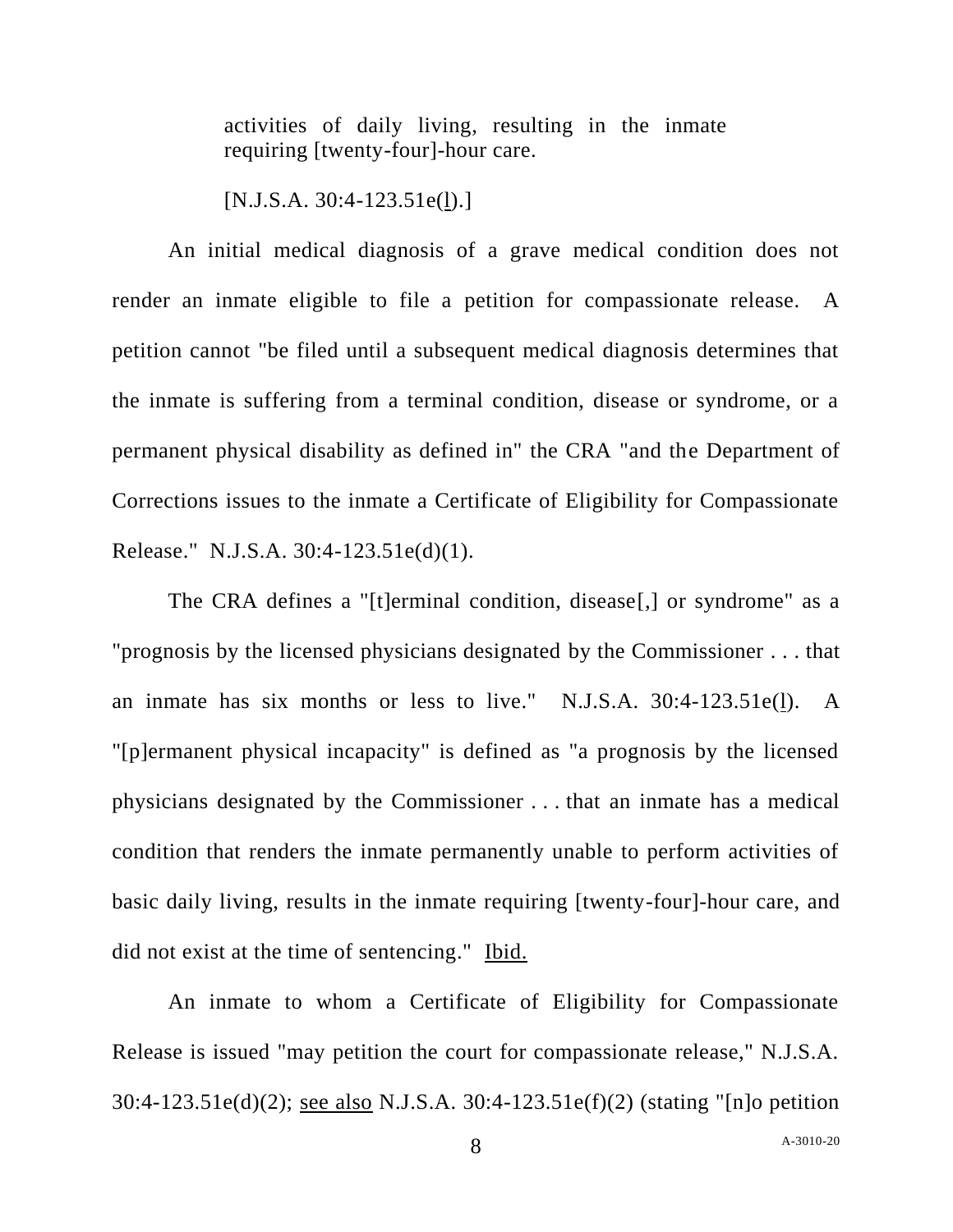> activities of daily living, resulting in the inmate requiring [twenty-four]-hour care.
>
> [N.J.S.A. 30:4-123.51e(l).]

An initial medical diagnosis of a grave medical condition does not render an inmate eligible to file a petition for compassionate release. A petition cannot "be filed until a subsequent medical diagnosis determines that the inmate is suffering from a terminal condition, disease or syndrome, or a permanent physical disability as defined in" the CRA "and the Department of Corrections issues to the inmate a Certificate of Eligibility for Compassionate Release." N.J.S.A. 30:4-123.51e(d)(1).

The CRA defines a "[t]erminal condition, disease[,] or syndrome" as a "prognosis by the licensed physicians designated by the Commissioner . . . that an inmate has six months or less to live." N.J.S.A. 30:4-123.51e(l). A "[p]ermanent physical incapacity" is defined as "a prognosis by the licensed physicians designated by the Commissioner . . . that an inmate has a medical condition that renders the inmate permanently unable to perform activities of basic daily living, results in the inmate requiring [twenty-four]-hour care, and did not exist at the time of sentencing." Ibid.

An inmate to whom a Certificate of Eligibility for Compassionate Release is issued "may petition the court for compassionate release," N.J.S.A. 30:4-123.51e(d)(2); see also N.J.S.A. 30:4-123.51e(f)(2) (stating "[n]o petition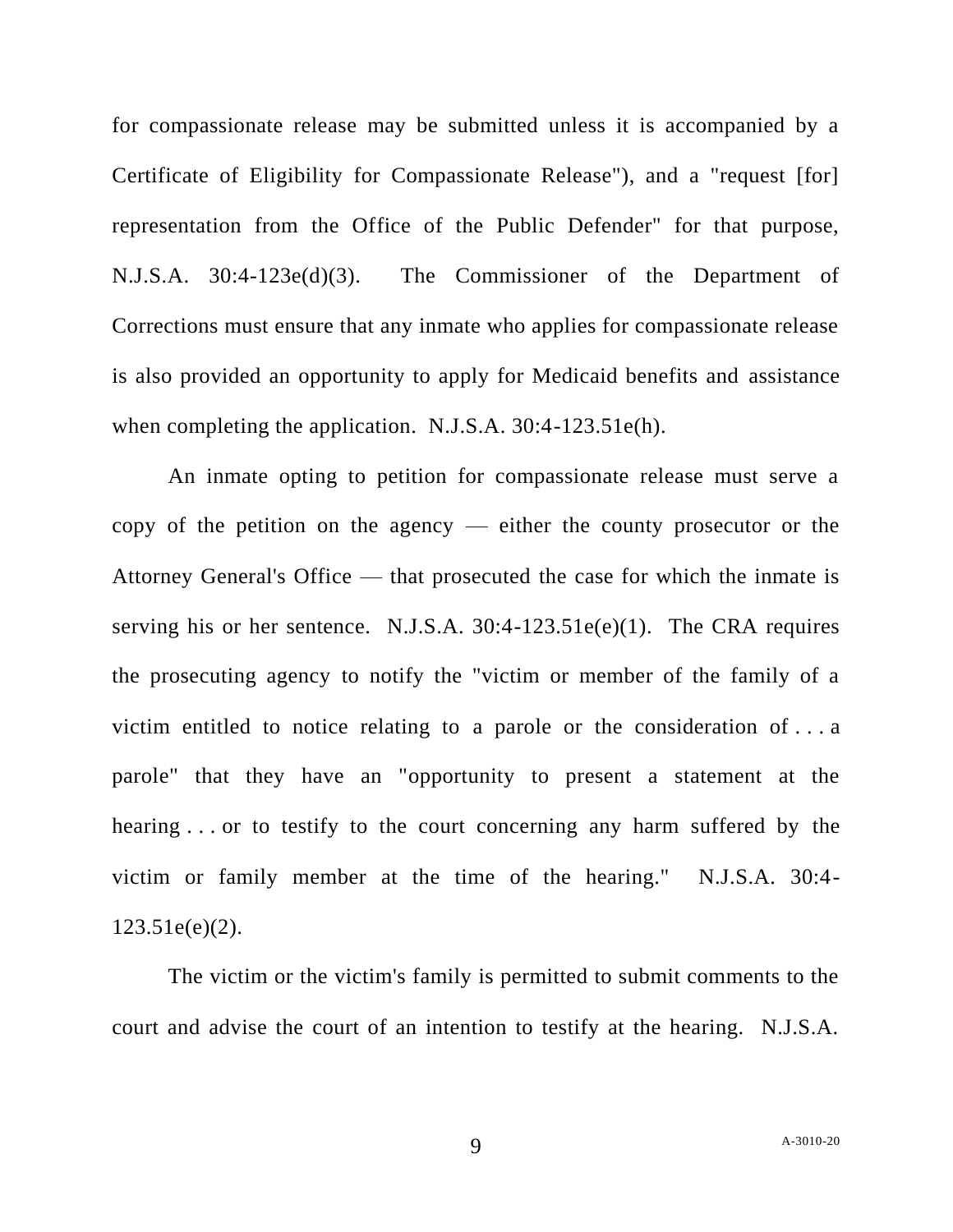for compassionate release may be submitted unless it is accompanied by a Certificate of Eligibility for Compassionate Release"), and a "request [for] representation from the Office of the Public Defender" for that purpose, N.J.S.A. 30:4-123e(d)(3). The Commissioner of the Department of Corrections must ensure that any inmate who applies for compassionate release is also provided an opportunity to apply for Medicaid benefits and assistance when completing the application. N.J.S.A. 30:4-123.51e(h).

An inmate opting to petition for compassionate release must serve a copy of the petition on the agency — either the county prosecutor or the Attorney General's Office — that prosecuted the case for which the inmate is serving his or her sentence. N.J.S.A. 30:4-123.51e(e)(1). The CRA requires the prosecuting agency to notify the "victim or member of the family of a victim entitled to notice relating to a parole or the consideration of . . . a parole" that they have an "opportunity to present a statement at the hearing . . . or to testify to the court concerning any harm suffered by the victim or family member at the time of the hearing." N.J.S.A. 30:4-123.51e(e)(2).

The victim or the victim's family is permitted to submit comments to the court and advise the court of an intention to testify at the hearing. N.J.S.A.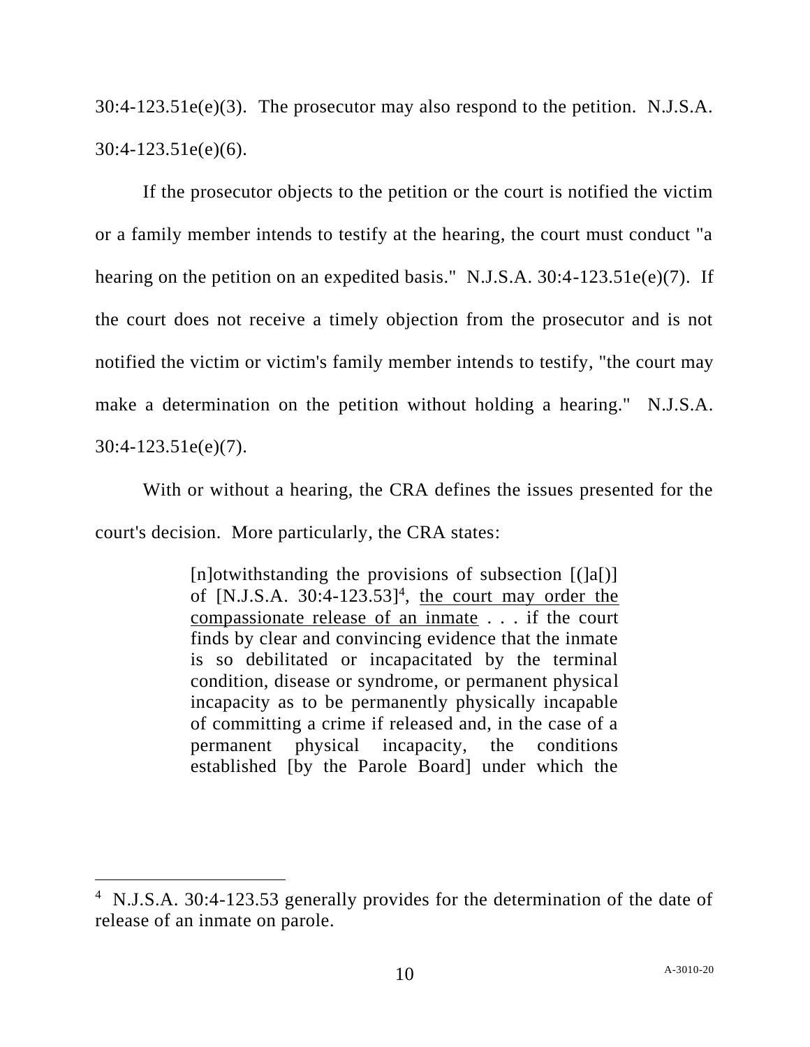30:4-123.51e(e)(3). The prosecutor may also respond to the petition. N.J.S.A. 30:4-123.51e(e)(6).

If the prosecutor objects to the petition or the court is notified the victim or a family member intends to testify at the hearing, the court must conduct "a hearing on the petition on an expedited basis." N.J.S.A. 30:4-123.51e(e)(7). If the court does not receive a timely objection from the prosecutor and is not notified the victim or victim's family member intends to testify, "the court may make a determination on the petition without holding a hearing." N.J.S.A. 30:4-123.51e(e)(7).

With or without a hearing, the CRA defines the issues presented for the court's decision. More particularly, the CRA states:

> [n]otwithstanding the provisions of subsection [(]a[)] of [N.J.S.A. 30:4-123.53][4], <u>the court may order the compassionate release of an inmate</u> . . . if the court finds by clear and convincing evidence that the inmate is so debilitated or incapacitated by the terminal condition, disease or syndrome, or permanent physical incapacity as to be permanently physically incapable of committing a crime if released and, in the case of a permanent physical incapacity, the conditions established [by the Parole Board] under which the

---

[4] N.J.S.A. 30:4-123.53 generally provides for the determination of the date of release of an inmate on parole.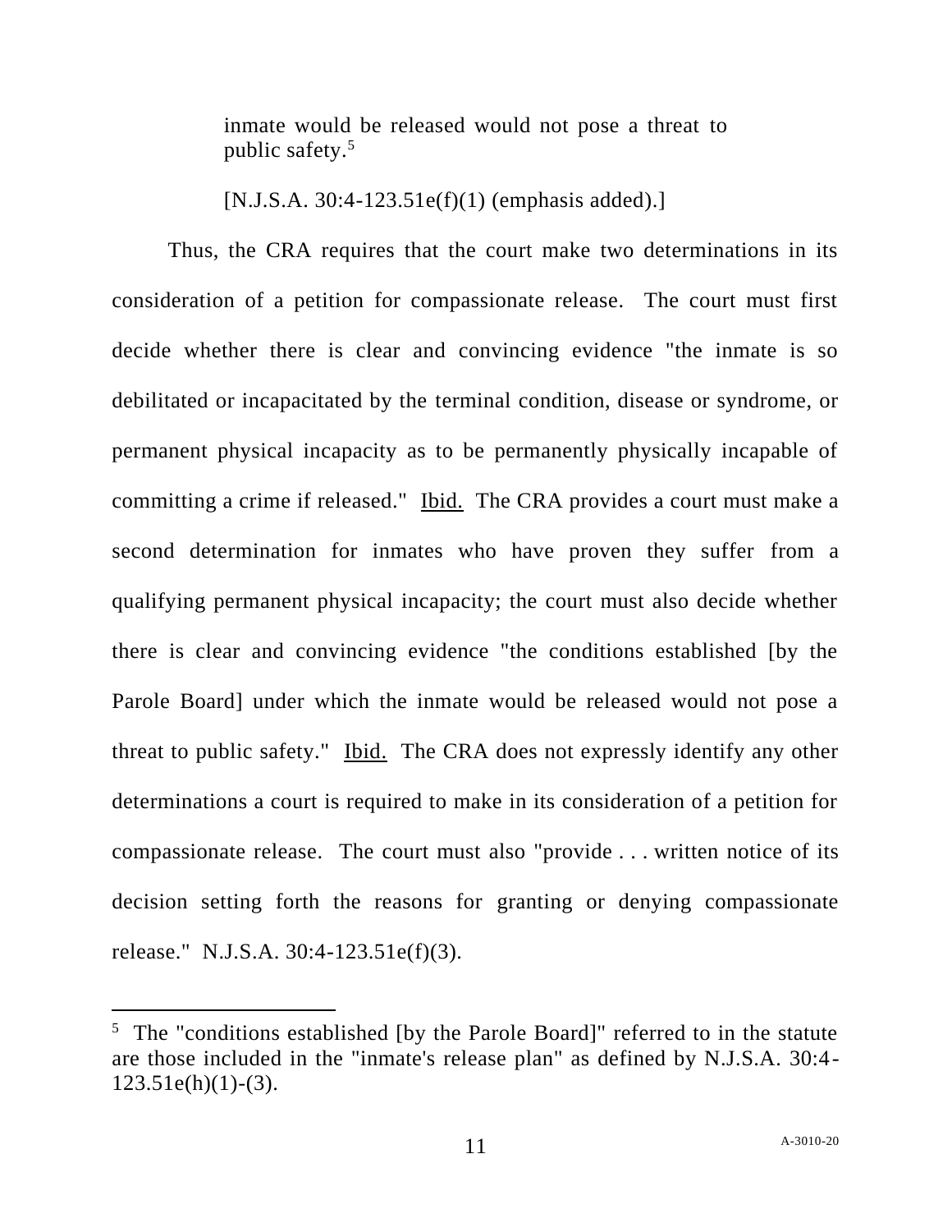> inmate would be released would not pose a threat to public safety.[5]
>
> [N.J.S.A. 30:4-123.51e(f)(1) (emphasis added).]

Thus, the CRA requires that the court make two determinations in its consideration of a petition for compassionate release. The court must first decide whether there is clear and convincing evidence "the inmate is so debilitated or incapacitated by the terminal condition, disease or syndrome, or permanent physical incapacity as to be permanently physically incapable of committing a crime if released." Ibid. The CRA provides a court must make a second determination for inmates who have proven they suffer from a qualifying permanent physical incapacity; the court must also decide whether there is clear and convincing evidence "the conditions established [by the Parole Board] under which the inmate would be released would not pose a threat to public safety." Ibid. The CRA does not expressly identify any other determinations a court is required to make in its consideration of a petition for compassionate release. The court must also "provide . . . written notice of its decision setting forth the reasons for granting or denying compassionate release." N.J.S.A. 30:4-123.51e(f)(3).

---

[5] The "conditions established [by the Parole Board]" referred to in the statute are those included in the "inmate's release plan" as defined by N.J.S.A. 30:4-123.51e(h)(1)-(3).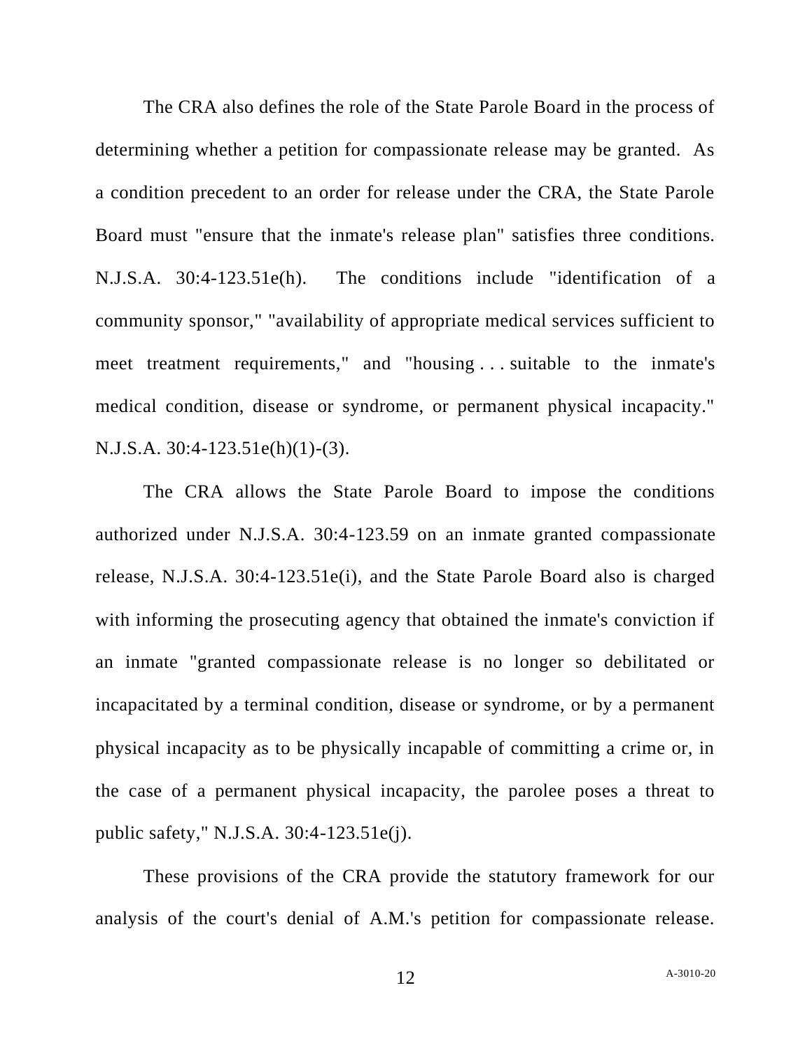The CRA also defines the role of the State Parole Board in the process of determining whether a petition for compassionate release may be granted. As a condition precedent to an order for release under the CRA, the State Parole Board must "ensure that the inmate's release plan" satisfies three conditions. N.J.S.A. 30:4-123.51e(h). The conditions include "identification of a community sponsor," "availability of appropriate medical services sufficient to meet treatment requirements," and "housing . . . suitable to the inmate's medical condition, disease or syndrome, or permanent physical incapacity." N.J.S.A. 30:4-123.51e(h)(1)-(3).

The CRA allows the State Parole Board to impose the conditions authorized under N.J.S.A. 30:4-123.59 on an inmate granted compassionate release, N.J.S.A. 30:4-123.51e(i), and the State Parole Board also is charged with informing the prosecuting agency that obtained the inmate's conviction if an inmate "granted compassionate release is no longer so debilitated or incapacitated by a terminal condition, disease or syndrome, or by a permanent physical incapacity as to be physically incapable of committing a crime or, in the case of a permanent physical incapacity, the parolee poses a threat to public safety," N.J.S.A. 30:4-123.51e(j).

These provisions of the CRA provide the statutory framework for our analysis of the court's denial of A.M.'s petition for compassionate release.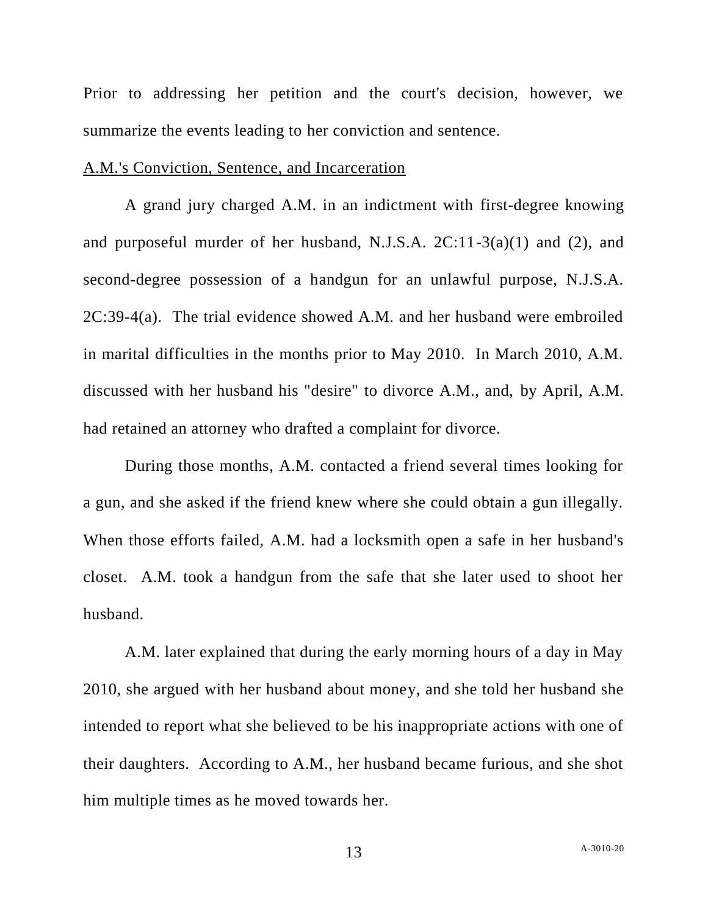Prior to addressing her petition and the court's decision, however, we summarize the events leading to her conviction and sentence.

<u>A.M.'s Conviction, Sentence, and Incarceration</u>

A grand jury charged A.M. in an indictment with first-degree knowing and purposeful murder of her husband, N.J.S.A. 2C:11-3(a)(1) and (2), and second-degree possession of a handgun for an unlawful purpose, N.J.S.A. 2C:39-4(a). The trial evidence showed A.M. and her husband were embroiled in marital difficulties in the months prior to May 2010. In March 2010, A.M. discussed with her husband his "desire" to divorce A.M., and, by April, A.M. had retained an attorney who drafted a complaint for divorce.

During those months, A.M. contacted a friend several times looking for a gun, and she asked if the friend knew where she could obtain a gun illegally. When those efforts failed, A.M. had a locksmith open a safe in her husband's closet. A.M. took a handgun from the safe that she later used to shoot her husband.

A.M. later explained that during the early morning hours of a day in May 2010, she argued with her husband about money, and she told her husband she intended to report what she believed to be his inappropriate actions with one of their daughters. According to A.M., her husband became furious, and she shot him multiple times as he moved towards her.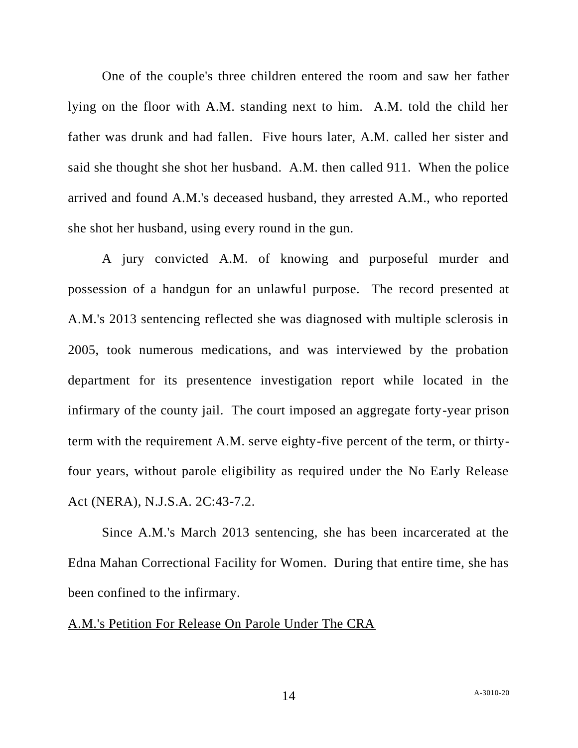One of the couple's three children entered the room and saw her father lying on the floor with A.M. standing next to him. A.M. told the child her father was drunk and had fallen. Five hours later, A.M. called her sister and said she thought she shot her husband. A.M. then called 911. When the police arrived and found A.M.'s deceased husband, they arrested A.M., who reported she shot her husband, using every round in the gun.

A jury convicted A.M. of knowing and purposeful murder and possession of a handgun for an unlawful purpose. The record presented at A.M.'s 2013 sentencing reflected she was diagnosed with multiple sclerosis in 2005, took numerous medications, and was interviewed by the probation department for its presentence investigation report while located in the infirmary of the county jail. The court imposed an aggregate forty-year prison term with the requirement A.M. serve eighty-five percent of the term, or thirty-four years, without parole eligibility as required under the No Early Release Act (NERA), N.J.S.A. 2C:43-7.2.

Since A.M.'s March 2013 sentencing, she has been incarcerated at the Edna Mahan Correctional Facility for Women. During that entire time, she has been confined to the infirmary.

<u>A.M.'s Petition For Release On Parole Under The CRA</u>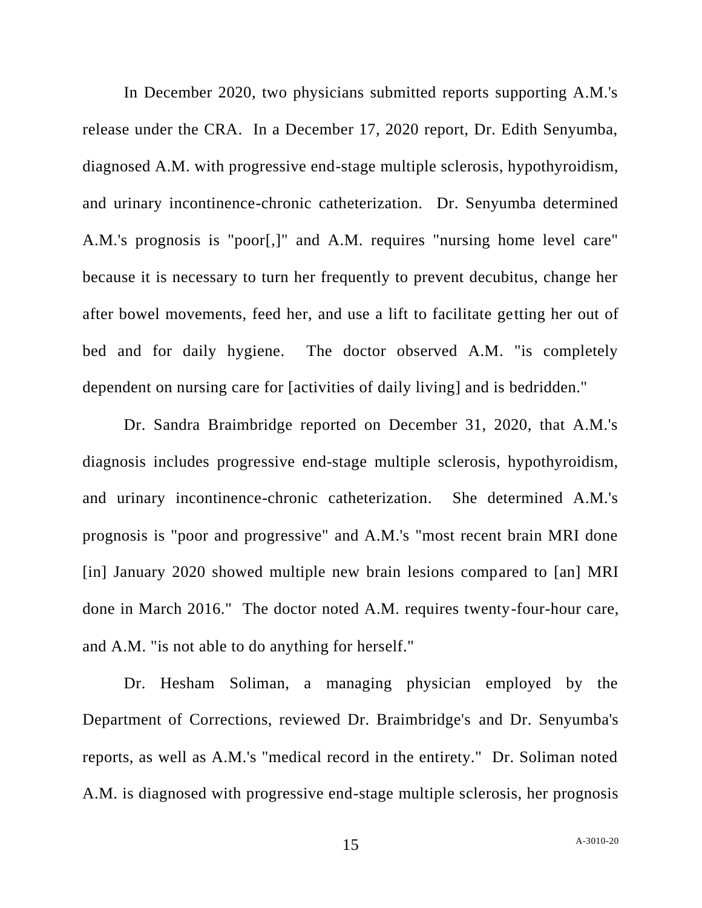In December 2020, two physicians submitted reports supporting A.M.'s release under the CRA. In a December 17, 2020 report, Dr. Edith Senyumba, diagnosed A.M. with progressive end-stage multiple sclerosis, hypothyroidism, and urinary incontinence-chronic catheterization. Dr. Senyumba determined A.M.'s prognosis is "poor[,]" and A.M. requires "nursing home level care" because it is necessary to turn her frequently to prevent decubitus, change her after bowel movements, feed her, and use a lift to facilitate getting her out of bed and for daily hygiene. The doctor observed A.M. "is completely dependent on nursing care for [activities of daily living] and is bedridden."

Dr. Sandra Braimbridge reported on December 31, 2020, that A.M.'s diagnosis includes progressive end-stage multiple sclerosis, hypothyroidism, and urinary incontinence-chronic catheterization. She determined A.M.'s prognosis is "poor and progressive" and A.M.'s "most recent brain MRI done [in] January 2020 showed multiple new brain lesions compared to [an] MRI done in March 2016." The doctor noted A.M. requires twenty-four-hour care, and A.M. "is not able to do anything for herself."

Dr. Hesham Soliman, a managing physician employed by the Department of Corrections, reviewed Dr. Braimbridge's and Dr. Senyumba's reports, as well as A.M.'s "medical record in the entirety." Dr. Soliman noted A.M. is diagnosed with progressive end-stage multiple sclerosis, her prognosis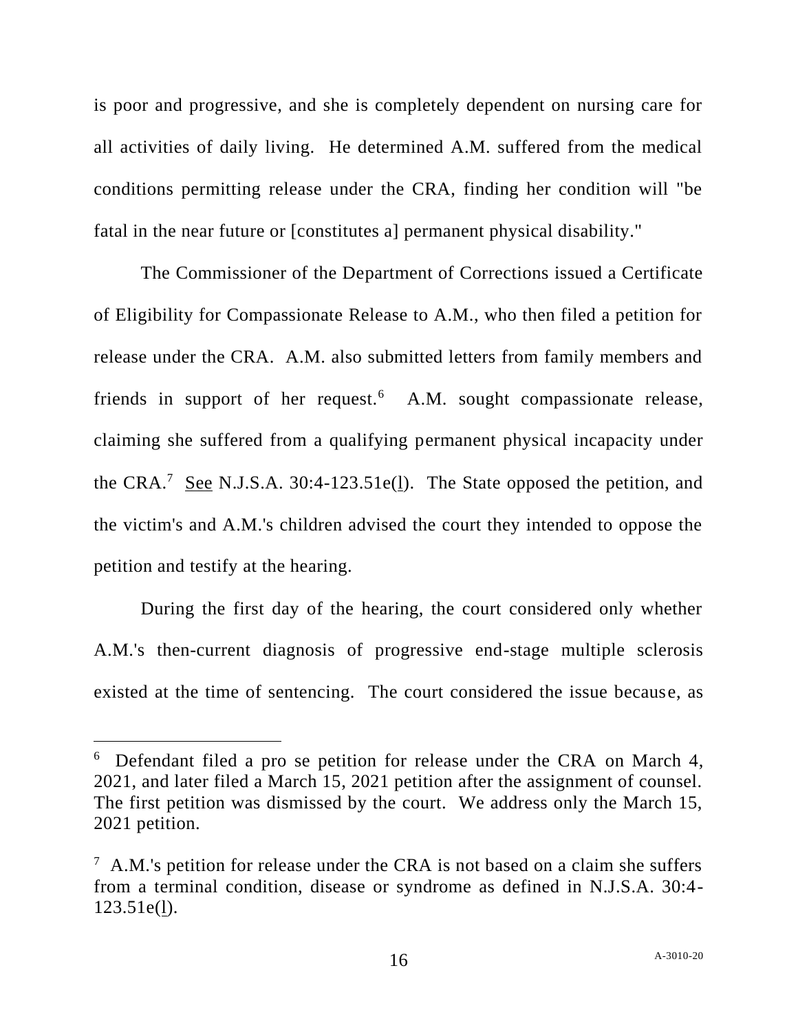is poor and progressive, and she is completely dependent on nursing care for all activities of daily living. He determined A.M. suffered from the medical conditions permitting release under the CRA, finding her condition will "be fatal in the near future or [constitutes a] permanent physical disability."

The Commissioner of the Department of Corrections issued a Certificate of Eligibility for Compassionate Release to A.M., who then filed a petition for release under the CRA. A.M. also submitted letters from family members and friends in support of her request.[6] A.M. sought compassionate release, claiming she suffered from a qualifying permanent physical incapacity under the CRA.[7] See N.J.S.A. 30:4-123.51e(l). The State opposed the petition, and the victim's and A.M.'s children advised the court they intended to oppose the petition and testify at the hearing.

During the first day of the hearing, the court considered only whether A.M.'s then-current diagnosis of progressive end-stage multiple sclerosis existed at the time of sentencing. The court considered the issue because, as

---

[6] Defendant filed a pro se petition for release under the CRA on March 4, 2021, and later filed a March 15, 2021 petition after the assignment of counsel. The first petition was dismissed by the court. We address only the March 15, 2021 petition.

[7] A.M.'s petition for release under the CRA is not based on a claim she suffers from a terminal condition, disease or syndrome as defined in N.J.S.A. 30:4-123.51e(l).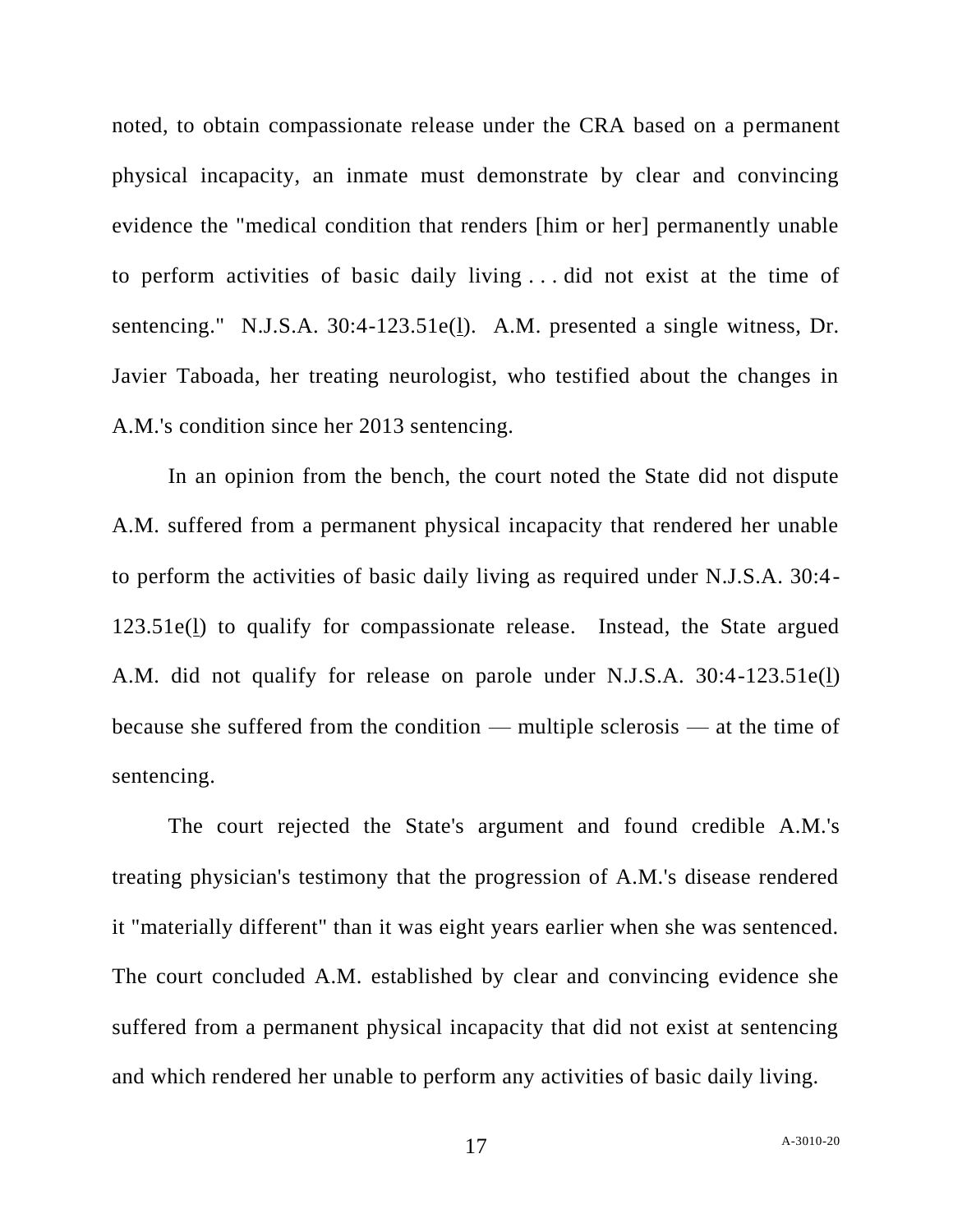noted, to obtain compassionate release under the CRA based on a permanent physical incapacity, an inmate must demonstrate by clear and convincing evidence the "medical condition that renders [him or her] permanently unable to perform activities of basic daily living . . . did not exist at the time of sentencing." N.J.S.A. 30:4-123.51e(l). A.M. presented a single witness, Dr. Javier Taboada, her treating neurologist, who testified about the changes in A.M.'s condition since her 2013 sentencing.

In an opinion from the bench, the court noted the State did not dispute A.M. suffered from a permanent physical incapacity that rendered her unable to perform the activities of basic daily living as required under N.J.S.A. 30:4-123.51e(l) to qualify for compassionate release. Instead, the State argued A.M. did not qualify for release on parole under N.J.S.A. 30:4-123.51e(l) because she suffered from the condition — multiple sclerosis — at the time of sentencing.

The court rejected the State's argument and found credible A.M.'s treating physician's testimony that the progression of A.M.'s disease rendered it "materially different" than it was eight years earlier when she was sentenced. The court concluded A.M. established by clear and convincing evidence she suffered from a permanent physical incapacity that did not exist at sentencing and which rendered her unable to perform any activities of basic daily living.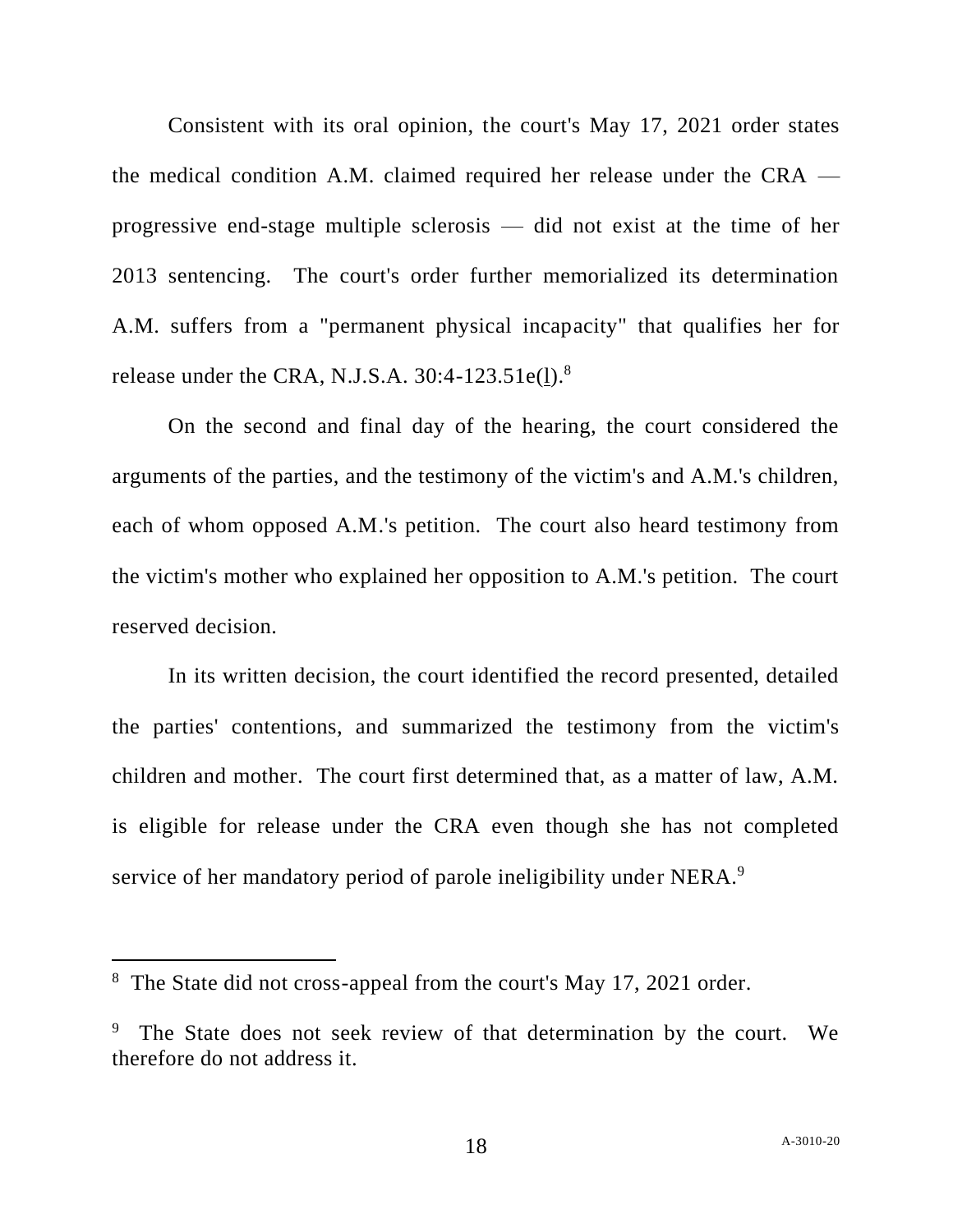Consistent with its oral opinion, the court's May 17, 2021 order states the medical condition A.M. claimed required her release under the CRA — progressive end-stage multiple sclerosis — did not exist at the time of her 2013 sentencing. The court's order further memorialized its determination A.M. suffers from a "permanent physical incapacity" that qualifies her for release under the CRA, N.J.S.A. 30:4-123.51e(l).[8]

On the second and final day of the hearing, the court considered the arguments of the parties, and the testimony of the victim's and A.M.'s children, each of whom opposed A.M.'s petition. The court also heard testimony from the victim's mother who explained her opposition to A.M.'s petition. The court reserved decision.

In its written decision, the court identified the record presented, detailed the parties' contentions, and summarized the testimony from the victim's children and mother. The court first determined that, as a matter of law, A.M. is eligible for release under the CRA even though she has not completed service of her mandatory period of parole ineligibility under NERA.[9]

---

[8] The State did not cross-appeal from the court's May 17, 2021 order.

[9] The State does not seek review of that determination by the court. We therefore do not address it.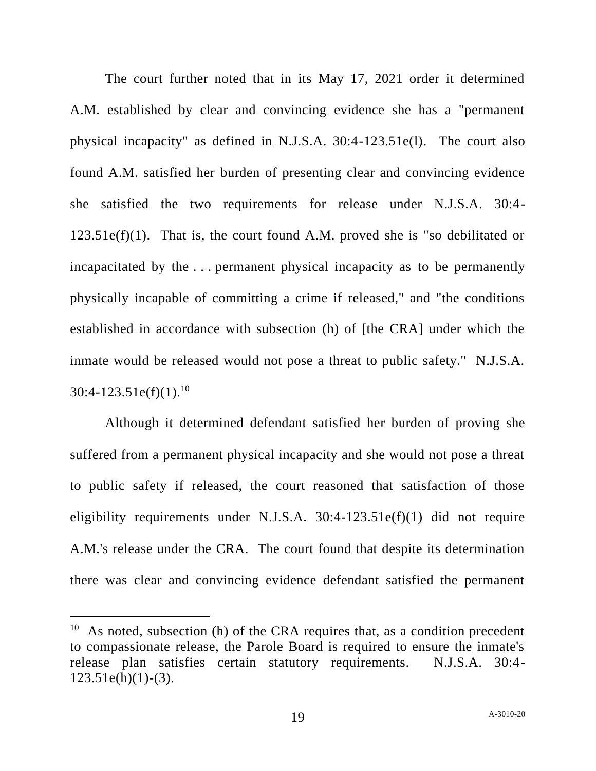The court further noted that in its May 17, 2021 order it determined A.M. established by clear and convincing evidence she has a "permanent physical incapacity" as defined in N.J.S.A. 30:4-123.51e(l). The court also found A.M. satisfied her burden of presenting clear and convincing evidence she satisfied the two requirements for release under N.J.S.A. 30:4-123.51e(f)(1). That is, the court found A.M. proved she is "so debilitated or incapacitated by the . . . permanent physical incapacity as to be permanently physically incapable of committing a crime if released," and "the conditions established in accordance with subsection (h) of [the CRA] under which the inmate would be released would not pose a threat to public safety." N.J.S.A. 30:4-123.51e(f)(1).[10]

Although it determined defendant satisfied her burden of proving she suffered from a permanent physical incapacity and she would not pose a threat to public safety if released, the court reasoned that satisfaction of those eligibility requirements under N.J.S.A. 30:4-123.51e(f)(1) did not require A.M.'s release under the CRA. The court found that despite its determination there was clear and convincing evidence defendant satisfied the permanent

---

[10] As noted, subsection (h) of the CRA requires that, as a condition precedent to compassionate release, the Parole Board is required to ensure the inmate's release plan satisfies certain statutory requirements. N.J.S.A. 30:4-123.51e(h)(1)-(3).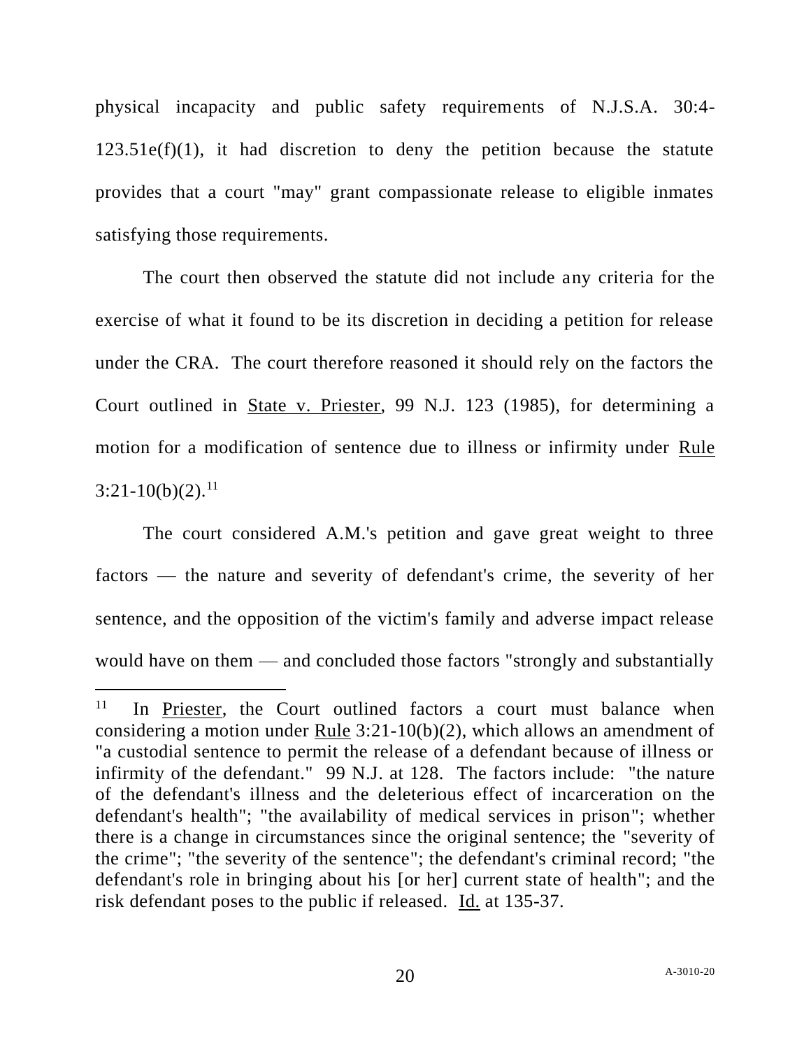physical incapacity and public safety requirements of N.J.S.A. 30:4-123.51e(f)(1), it had discretion to deny the petition because the statute provides that a court "may" grant compassionate release to eligible inmates satisfying those requirements.

The court then observed the statute did not include any criteria for the exercise of what it found to be its discretion in deciding a petition for release under the CRA. The court therefore reasoned it should rely on the factors the Court outlined in State v. Priester, 99 N.J. 123 (1985), for determining a motion for a modification of sentence due to illness or infirmity under Rule 3:21-10(b)(2).[11]

The court considered A.M.'s petition and gave great weight to three factors — the nature and severity of defendant's crime, the severity of her sentence, and the opposition of the victim's family and adverse impact release would have on them — and concluded those factors "strongly and substantially

---

[11] In Priester, the Court outlined factors a court must balance when considering a motion under Rule 3:21-10(b)(2), which allows an amendment of "a custodial sentence to permit the release of a defendant because of illness or infirmity of the defendant." 99 N.J. at 128. The factors include: "the nature of the defendant's illness and the deleterious effect of incarceration on the defendant's health"; "the availability of medical services in prison"; whether there is a change in circumstances since the original sentence; the "severity of the crime"; "the severity of the sentence"; the defendant's criminal record; "the defendant's role in bringing about his [or her] current state of health"; and the risk defendant poses to the public if released. Id. at 135-37.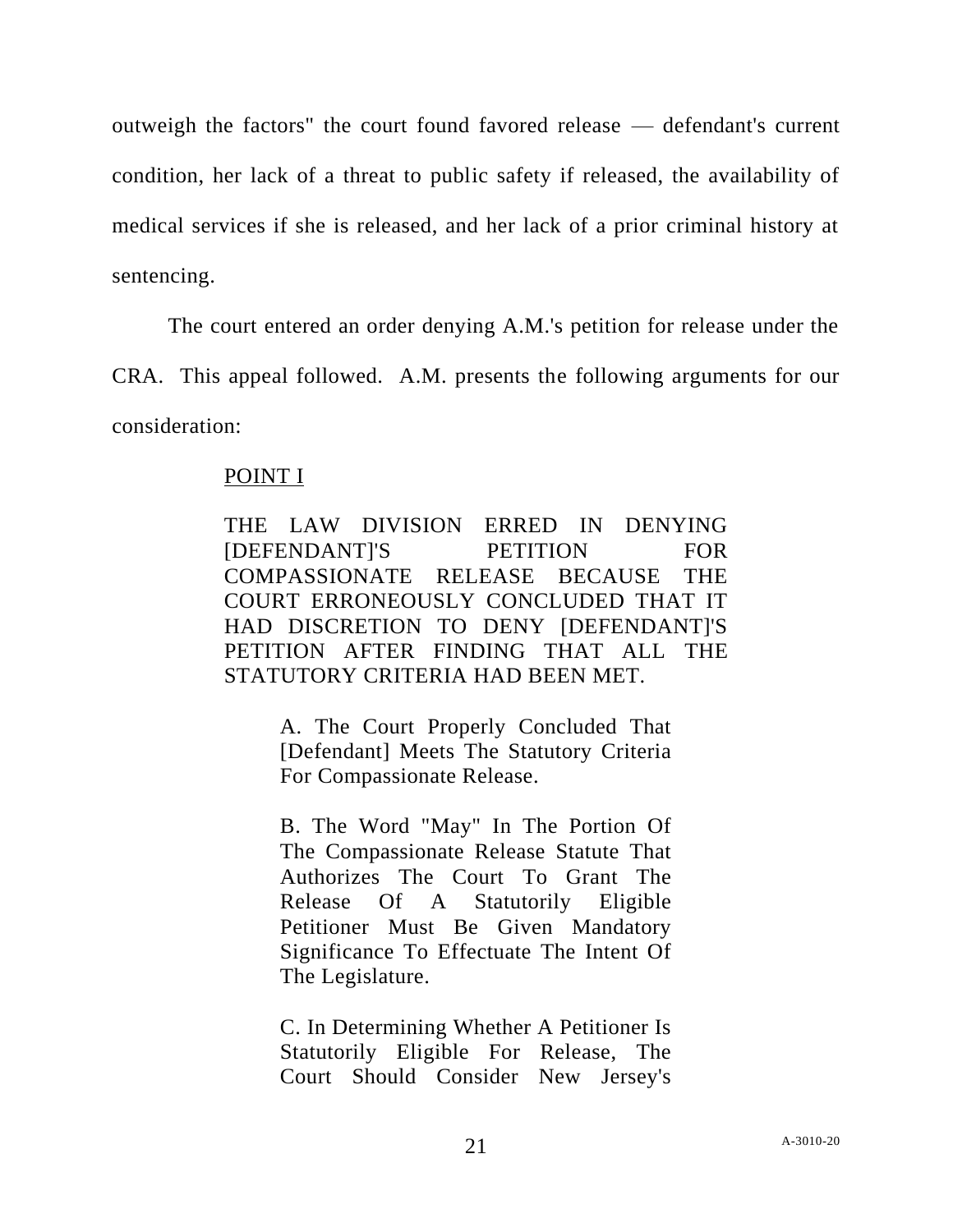outweigh the factors" the court found favored release — defendant's current condition, her lack of a threat to public safety if released, the availability of medical services if she is released, and her lack of a prior criminal history at sentencing.

The court entered an order denying A.M.'s petition for release under the CRA. This appeal followed. A.M. presents the following arguments for our consideration:

> POINT I
>
> THE LAW DIVISION ERRED IN DENYING [DEFENDANT]'S PETITION FOR COMPASSIONATE RELEASE BECAUSE THE COURT ERRONEOUSLY CONCLUDED THAT IT HAD DISCRETION TO DENY [DEFENDANT]'S PETITION AFTER FINDING THAT ALL THE STATUTORY CRITERIA HAD BEEN MET.
>
> > A. The Court Properly Concluded That [Defendant] Meets The Statutory Criteria For Compassionate Release.
> >
> > B. The Word "May" In The Portion Of The Compassionate Release Statute That Authorizes The Court To Grant The Release Of A Statutorily Eligible Petitioner Must Be Given Mandatory Significance To Effectuate The Intent Of The Legislature.
> >
> > C. In Determining Whether A Petitioner Is Statutorily Eligible For Release, The Court Should Consider New Jersey's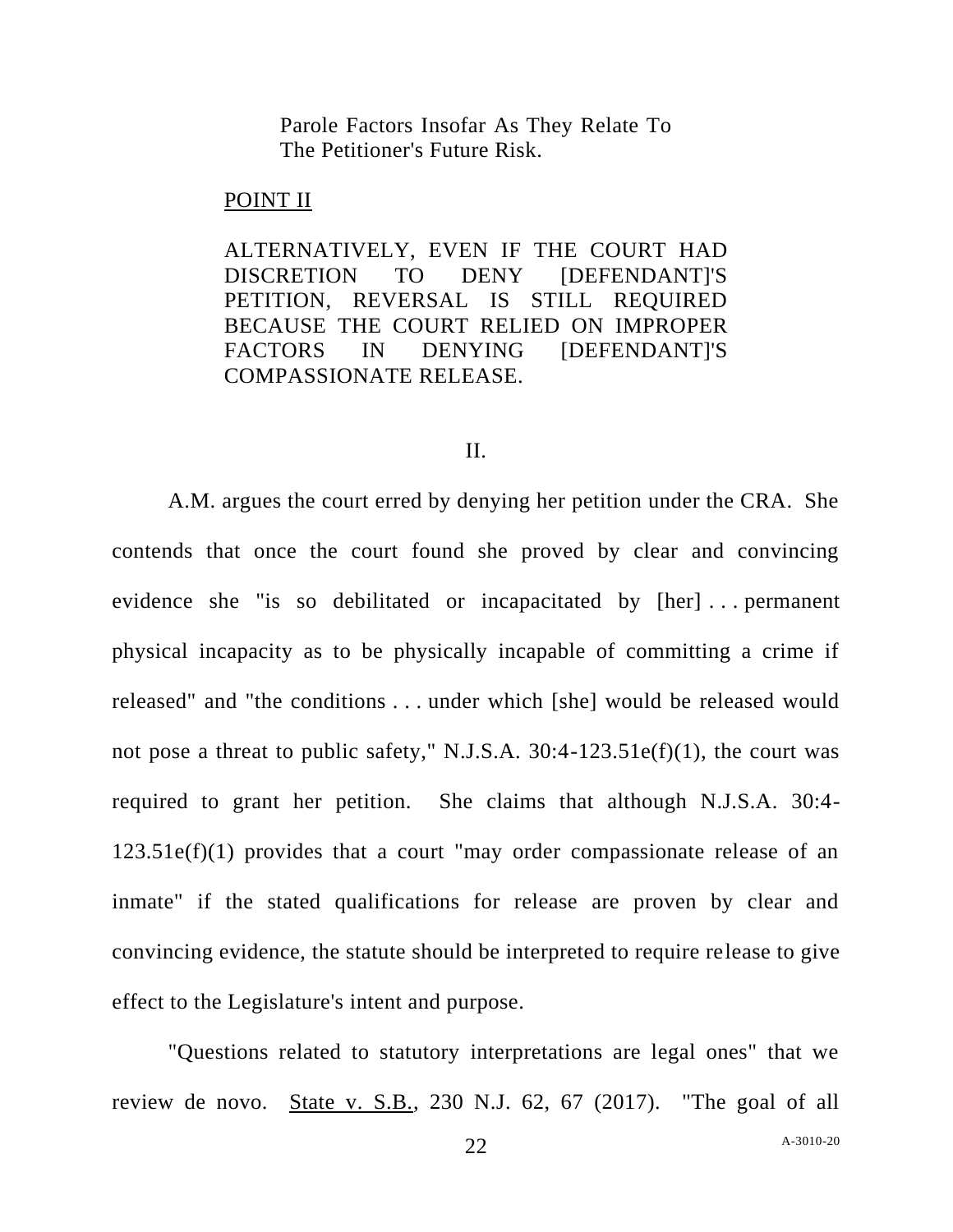Parole Factors Insofar As They Relate To The Petitioner's Future Risk.

POINT II

ALTERNATIVELY, EVEN IF THE COURT HAD DISCRETION TO DENY [DEFENDANT]'S PETITION, REVERSAL IS STILL REQUIRED BECAUSE THE COURT RELIED ON IMPROPER FACTORS IN DENYING [DEFENDANT]'S COMPASSIONATE RELEASE.

## II.

A.M. argues the court erred by denying her petition under the CRA. She contends that once the court found she proved by clear and convincing evidence she "is so debilitated or incapacitated by [her] . . . permanent physical incapacity as to be physically incapable of committing a crime if released" and "the conditions . . . under which [she] would be released would not pose a threat to public safety," N.J.S.A. 30:4-123.51e(f)(1), the court was required to grant her petition. She claims that although N.J.S.A. 30:4-123.51e(f)(1) provides that a court "may order compassionate release of an inmate" if the stated qualifications for release are proven by clear and convincing evidence, the statute should be interpreted to require release to give effect to the Legislature's intent and purpose.

"Questions related to statutory interpretations are legal ones" that we review de novo. State v. S.B., 230 N.J. 62, 67 (2017). "The goal of all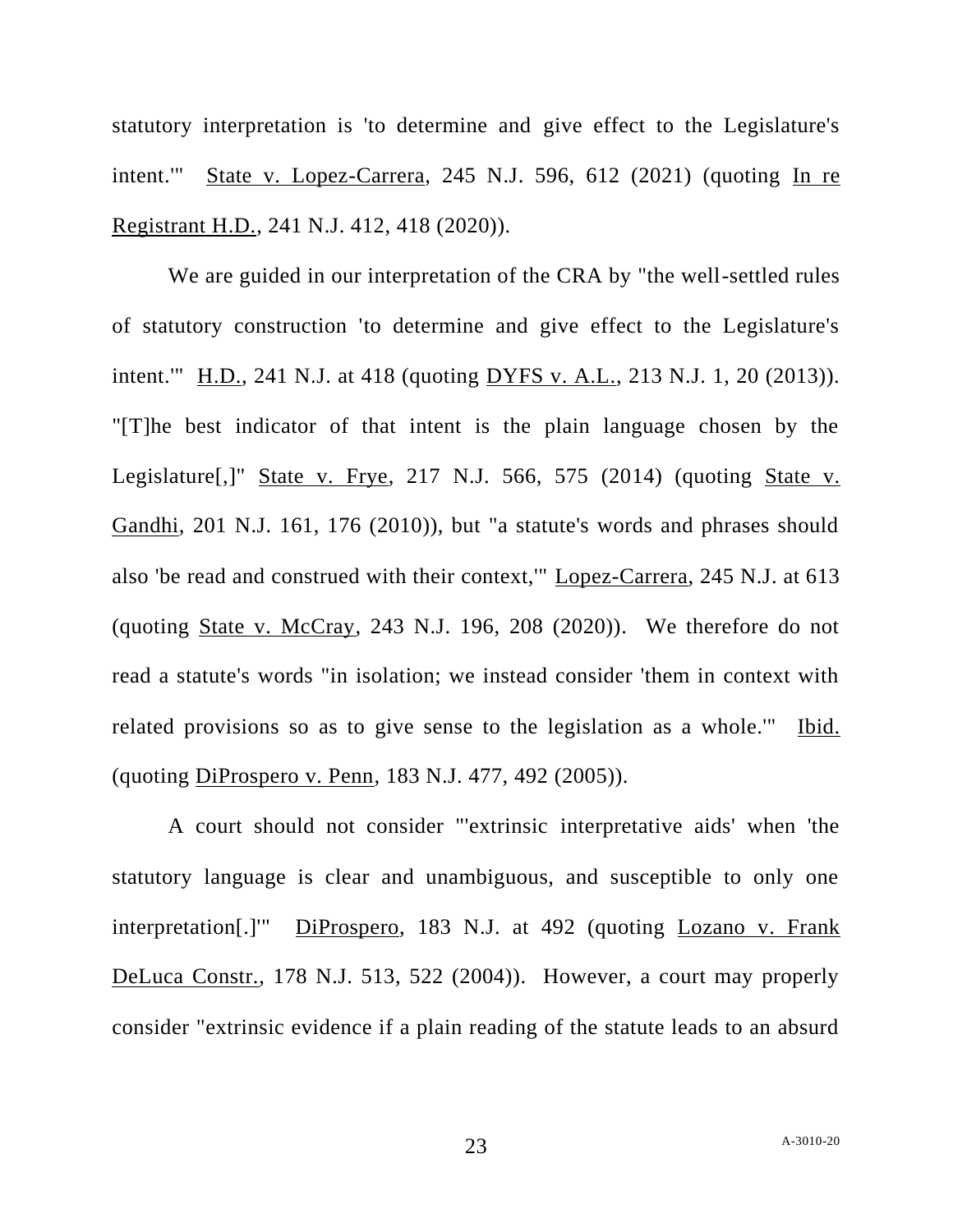statutory interpretation is 'to determine and give effect to the Legislature's intent.'" State v. Lopez-Carrera, 245 N.J. 596, 612 (2021) (quoting In re Registrant H.D., 241 N.J. 412, 418 (2020)).

We are guided in our interpretation of the CRA by "the well-settled rules of statutory construction 'to determine and give effect to the Legislature's intent.'" H.D., 241 N.J. at 418 (quoting DYFS v. A.L., 213 N.J. 1, 20 (2013)). "[T]he best indicator of that intent is the plain language chosen by the Legislature[,]" State v. Frye, 217 N.J. 566, 575 (2014) (quoting State v. Gandhi, 201 N.J. 161, 176 (2010)), but "a statute's words and phrases should also 'be read and construed with their context,'" Lopez-Carrera, 245 N.J. at 613 (quoting State v. McCray, 243 N.J. 196, 208 (2020)). We therefore do not read a statute's words "in isolation; we instead consider 'them in context with related provisions so as to give sense to the legislation as a whole.'" Ibid. (quoting DiProspero v. Penn, 183 N.J. 477, 492 (2005)).

A court should not consider "'extrinsic interpretative aids' when 'the statutory language is clear and unambiguous, and susceptible to only one interpretation[.]'" DiProspero, 183 N.J. at 492 (quoting Lozano v. Frank DeLuca Constr., 178 N.J. 513, 522 (2004)). However, a court may properly consider "extrinsic evidence if a plain reading of the statute leads to an absurd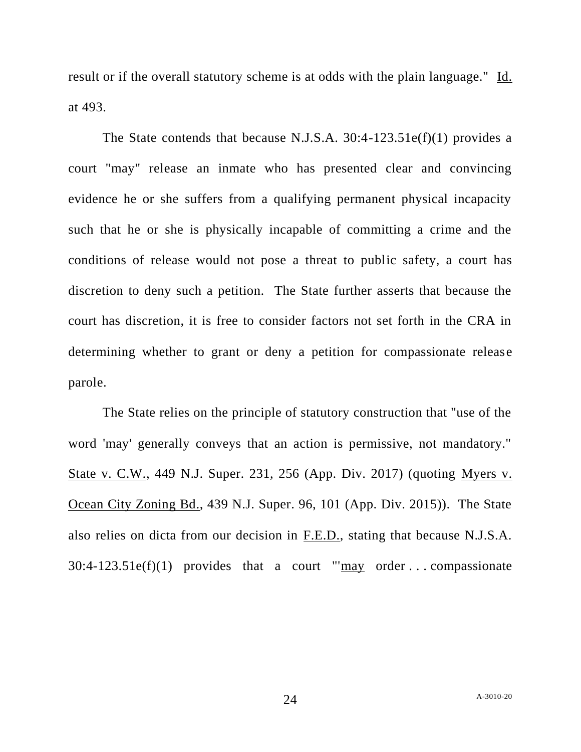result or if the overall statutory scheme is at odds with the plain language." Id. at 493.

The State contends that because N.J.S.A. 30:4-123.51e(f)(1) provides a court "may" release an inmate who has presented clear and convincing evidence he or she suffers from a qualifying permanent physical incapacity such that he or she is physically incapable of committing a crime and the conditions of release would not pose a threat to public safety, a court has discretion to deny such a petition. The State further asserts that because the court has discretion, it is free to consider factors not set forth in the CRA in determining whether to grant or deny a petition for compassionate release parole.

The State relies on the principle of statutory construction that "use of the word 'may' generally conveys that an action is permissive, not mandatory." State v. C.W., 449 N.J. Super. 231, 256 (App. Div. 2017) (quoting Myers v. Ocean City Zoning Bd., 439 N.J. Super. 96, 101 (App. Div. 2015)). The State also relies on dicta from our decision in F.E.D., stating that because N.J.S.A. 30:4-123.51e(f)(1) provides that a court "'may order . . . compassionate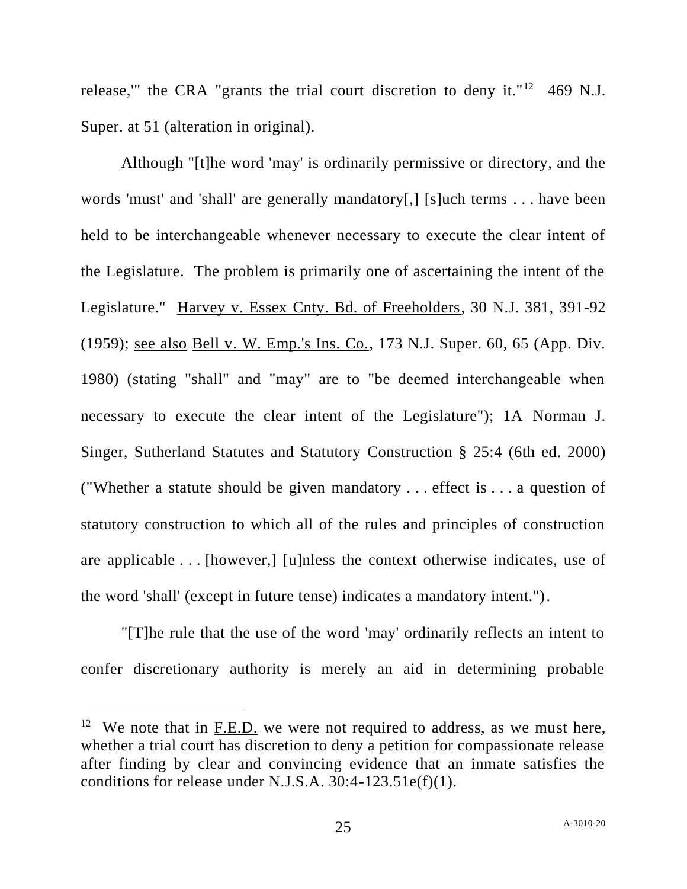release,'" the CRA "grants the trial court discretion to deny it."[12] 469 N.J. Super. at 51 (alteration in original).

Although "[t]he word 'may' is ordinarily permissive or directory, and the words 'must' and 'shall' are generally mandatory[,] [s]uch terms . . . have been held to be interchangeable whenever necessary to execute the clear intent of the Legislature. The problem is primarily one of ascertaining the intent of the Legislature." Harvey v. Essex Cnty. Bd. of Freeholders, 30 N.J. 381, 391-92 (1959); see also Bell v. W. Emp.'s Ins. Co., 173 N.J. Super. 60, 65 (App. Div. 1980) (stating "shall" and "may" are to "be deemed interchangeable when necessary to execute the clear intent of the Legislature"); 1A Norman J. Singer, Sutherland Statutes and Statutory Construction § 25:4 (6th ed. 2000) ("Whether a statute should be given mandatory . . . effect is . . . a question of statutory construction to which all of the rules and principles of construction are applicable . . . [however,] [u]nless the context otherwise indicates, use of the word 'shall' (except in future tense) indicates a mandatory intent.").

"[T]he rule that the use of the word 'may' ordinarily reflects an intent to confer discretionary authority is merely an aid in determining probable

---

[12] We note that in F.E.D. we were not required to address, as we must here, whether a trial court has discretion to deny a petition for compassionate release after finding by clear and convincing evidence that an inmate satisfies the conditions for release under N.J.S.A. 30:4-123.51e(f)(1).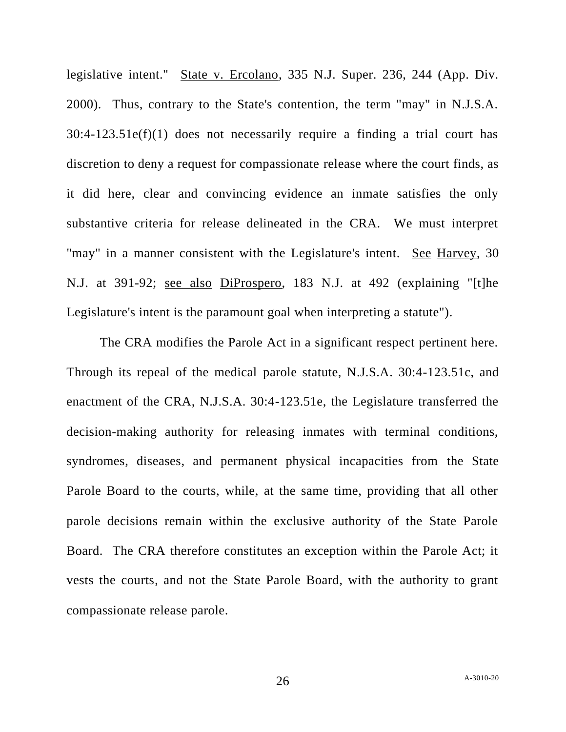legislative intent." State v. Ercolano, 335 N.J. Super. 236, 244 (App. Div. 2000). Thus, contrary to the State's contention, the term "may" in N.J.S.A. 30:4-123.51e(f)(1) does not necessarily require a finding a trial court has discretion to deny a request for compassionate release where the court finds, as it did here, clear and convincing evidence an inmate satisfies the only substantive criteria for release delineated in the CRA. We must interpret "may" in a manner consistent with the Legislature's intent. See Harvey, 30 N.J. at 391-92; see also DiProspero, 183 N.J. at 492 (explaining "[t]he Legislature's intent is the paramount goal when interpreting a statute").

The CRA modifies the Parole Act in a significant respect pertinent here. Through its repeal of the medical parole statute, N.J.S.A. 30:4-123.51c, and enactment of the CRA, N.J.S.A. 30:4-123.51e, the Legislature transferred the decision-making authority for releasing inmates with terminal conditions, syndromes, diseases, and permanent physical incapacities from the State Parole Board to the courts, while, at the same time, providing that all other parole decisions remain within the exclusive authority of the State Parole Board. The CRA therefore constitutes an exception within the Parole Act; it vests the courts, and not the State Parole Board, with the authority to grant compassionate release parole.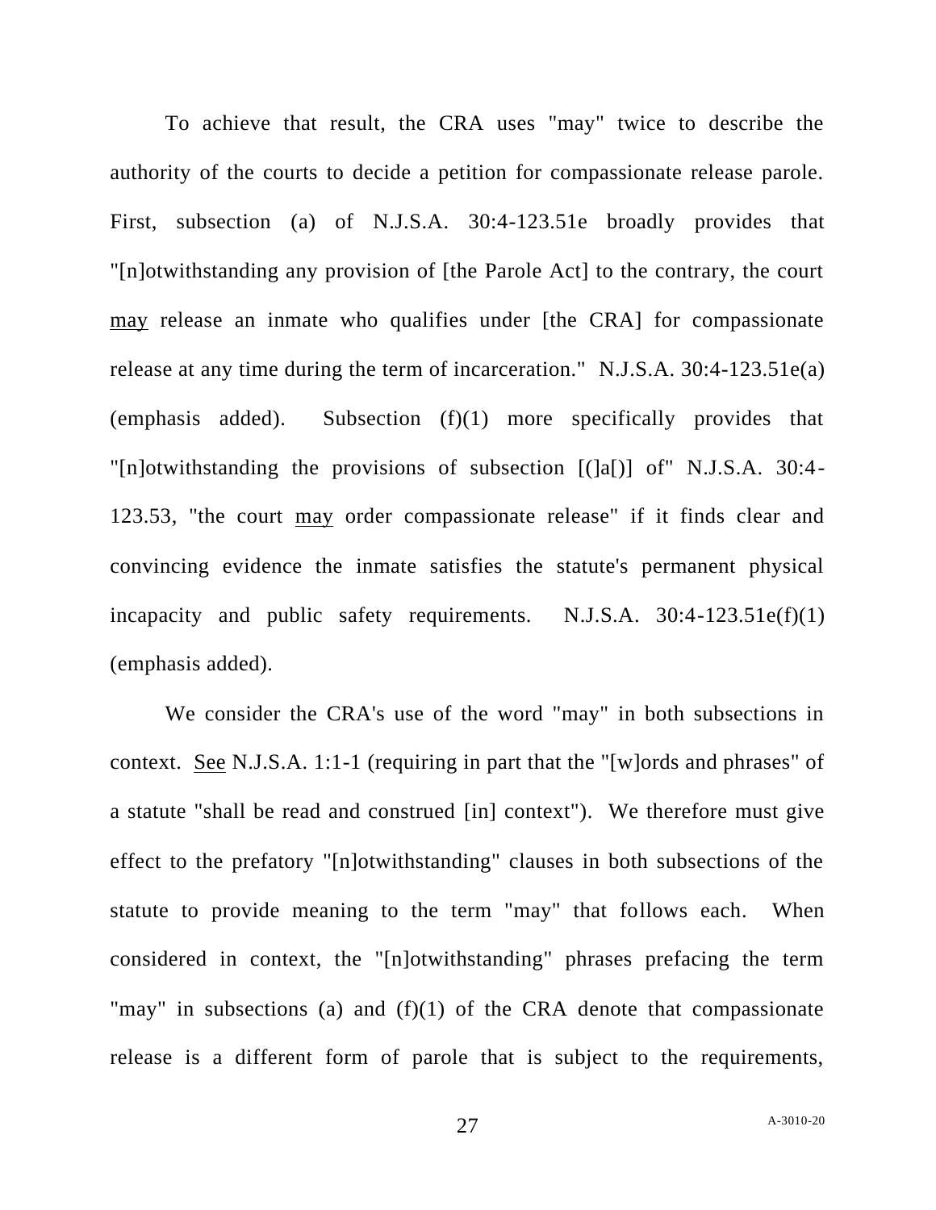To achieve that result, the CRA uses "may" twice to describe the authority of the courts to decide a petition for compassionate release parole. First, subsection (a) of N.J.S.A. 30:4-123.51e broadly provides that "[n]otwithstanding any provision of [the Parole Act] to the contrary, the court <u>may</u> release an inmate who qualifies under [the CRA] for compassionate release at any time during the term of incarceration." N.J.S.A. 30:4-123.51e(a) (emphasis added). Subsection (f)(1) more specifically provides that "[n]otwithstanding the provisions of subsection [(]a[)] of" N.J.S.A. 30:4-123.53, "the court <u>may</u> order compassionate release" if it finds clear and convincing evidence the inmate satisfies the statute's permanent physical incapacity and public safety requirements. N.J.S.A. 30:4-123.51e(f)(1) (emphasis added).

We consider the CRA's use of the word "may" in both subsections in context. <u>See</u> N.J.S.A. 1:1-1 (requiring in part that the "[w]ords and phrases" of a statute "shall be read and construed [in] context"). We therefore must give effect to the prefatory "[n]otwithstanding" clauses in both subsections of the statute to provide meaning to the term "may" that follows each. When considered in context, the "[n]otwithstanding" phrases prefacing the term "may" in subsections (a) and (f)(1) of the CRA denote that compassionate release is a different form of parole that is subject to the requirements,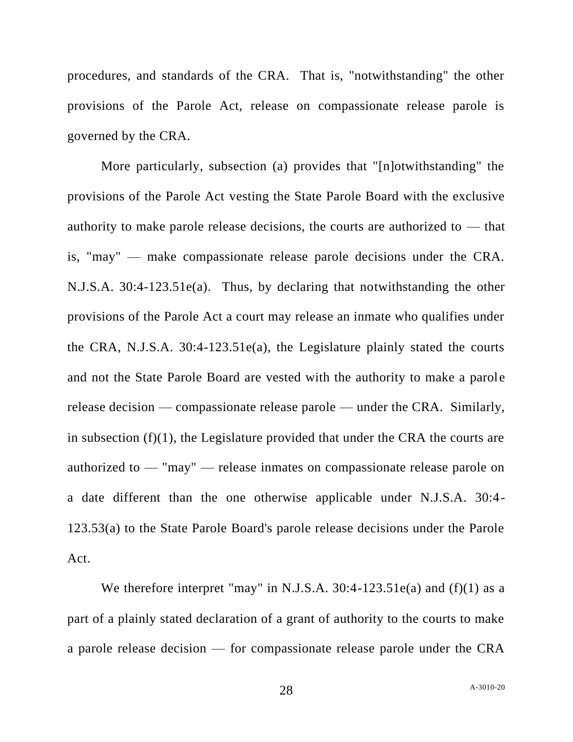procedures, and standards of the CRA. That is, "notwithstanding" the other provisions of the Parole Act, release on compassionate release parole is governed by the CRA.

More particularly, subsection (a) provides that "[n]otwithstanding" the provisions of the Parole Act vesting the State Parole Board with the exclusive authority to make parole release decisions, the courts are authorized to — that is, "may" — make compassionate release parole decisions under the CRA. N.J.S.A. 30:4-123.51e(a). Thus, by declaring that notwithstanding the other provisions of the Parole Act a court may release an inmate who qualifies under the CRA, N.J.S.A. 30:4-123.51e(a), the Legislature plainly stated the courts and not the State Parole Board are vested with the authority to make a parole release decision — compassionate release parole — under the CRA. Similarly, in subsection (f)(1), the Legislature provided that under the CRA the courts are authorized to — "may" — release inmates on compassionate release parole on a date different than the one otherwise applicable under N.J.S.A. 30:4-123.53(a) to the State Parole Board's parole release decisions under the Parole Act.

We therefore interpret "may" in N.J.S.A. 30:4-123.51e(a) and (f)(1) as a part of a plainly stated declaration of a grant of authority to the courts to make a parole release decision — for compassionate release parole under the CRA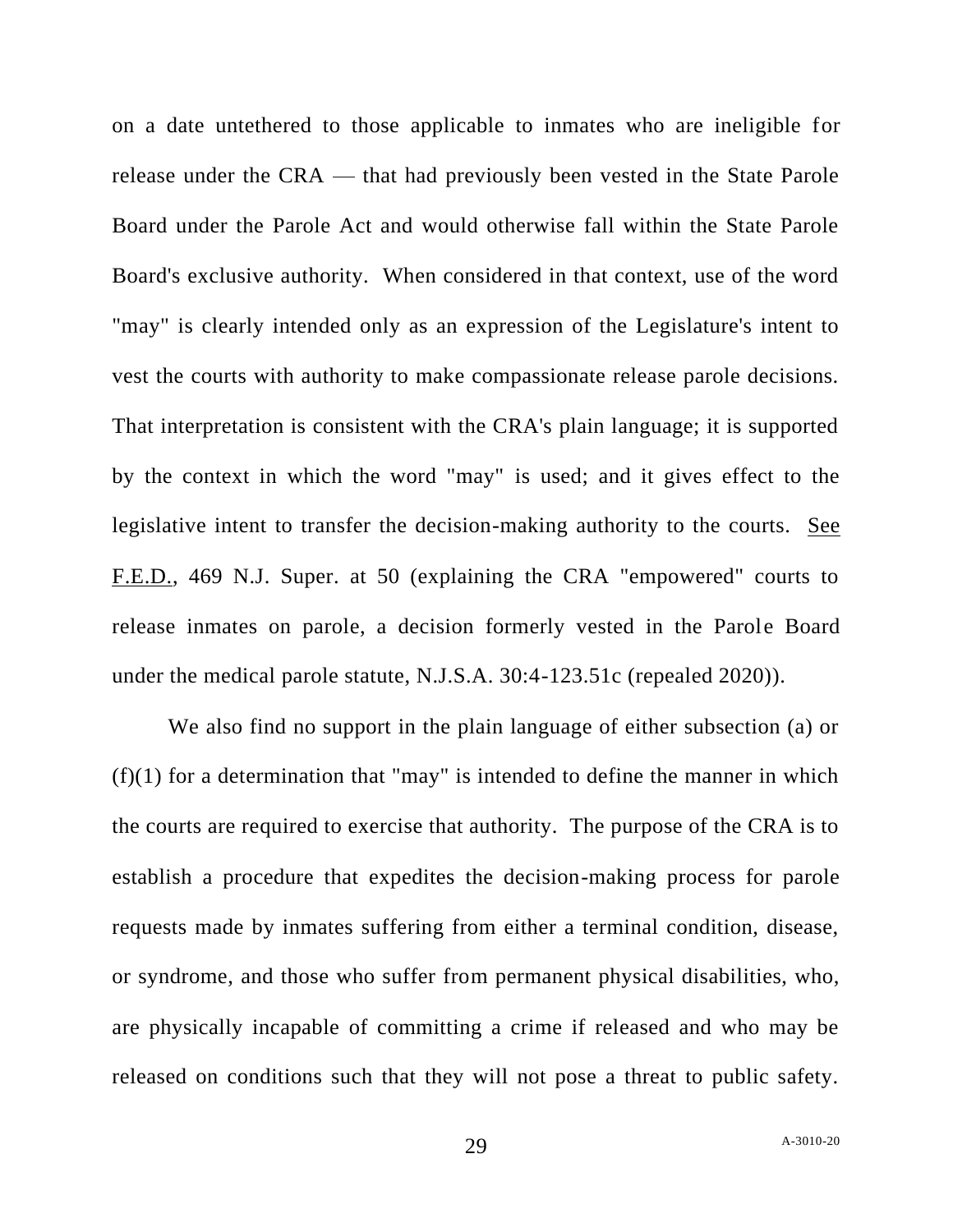on a date untethered to those applicable to inmates who are ineligible for release under the CRA — that had previously been vested in the State Parole Board under the Parole Act and would otherwise fall within the State Parole Board's exclusive authority. When considered in that context, use of the word "may" is clearly intended only as an expression of the Legislature's intent to vest the courts with authority to make compassionate release parole decisions. That interpretation is consistent with the CRA's plain language; it is supported by the context in which the word "may" is used; and it gives effect to the legislative intent to transfer the decision-making authority to the courts. See F.E.D., 469 N.J. Super. at 50 (explaining the CRA "empowered" courts to release inmates on parole, a decision formerly vested in the Parole Board under the medical parole statute, N.J.S.A. 30:4-123.51c (repealed 2020)).

We also find no support in the plain language of either subsection (a) or (f)(1) for a determination that "may" is intended to define the manner in which the courts are required to exercise that authority. The purpose of the CRA is to establish a procedure that expedites the decision-making process for parole requests made by inmates suffering from either a terminal condition, disease, or syndrome, and those who suffer from permanent physical disabilities, who, are physically incapable of committing a crime if released and who may be released on conditions such that they will not pose a threat to public safety.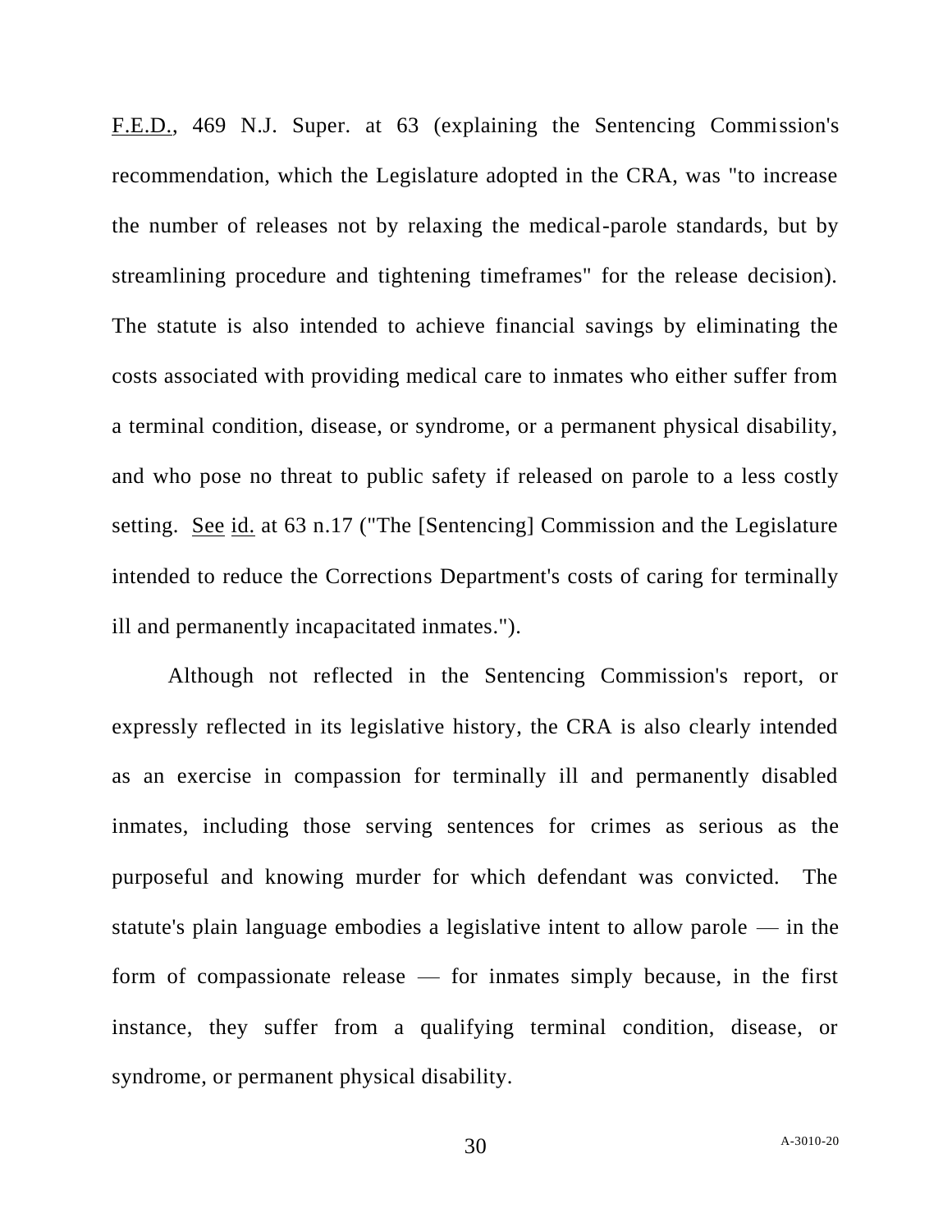F.E.D., 469 N.J. Super. at 63 (explaining the Sentencing Commission's recommendation, which the Legislature adopted in the CRA, was "to increase the number of releases not by relaxing the medical-parole standards, but by streamlining procedure and tightening timeframes" for the release decision). The statute is also intended to achieve financial savings by eliminating the costs associated with providing medical care to inmates who either suffer from a terminal condition, disease, or syndrome, or a permanent physical disability, and who pose no threat to public safety if released on parole to a less costly setting. See id. at 63 n.17 ("The [Sentencing] Commission and the Legislature intended to reduce the Corrections Department's costs of caring for terminally ill and permanently incapacitated inmates.").

Although not reflected in the Sentencing Commission's report, or expressly reflected in its legislative history, the CRA is also clearly intended as an exercise in compassion for terminally ill and permanently disabled inmates, including those serving sentences for crimes as serious as the purposeful and knowing murder for which defendant was convicted. The statute's plain language embodies a legislative intent to allow parole — in the form of compassionate release — for inmates simply because, in the first instance, they suffer from a qualifying terminal condition, disease, or syndrome, or permanent physical disability.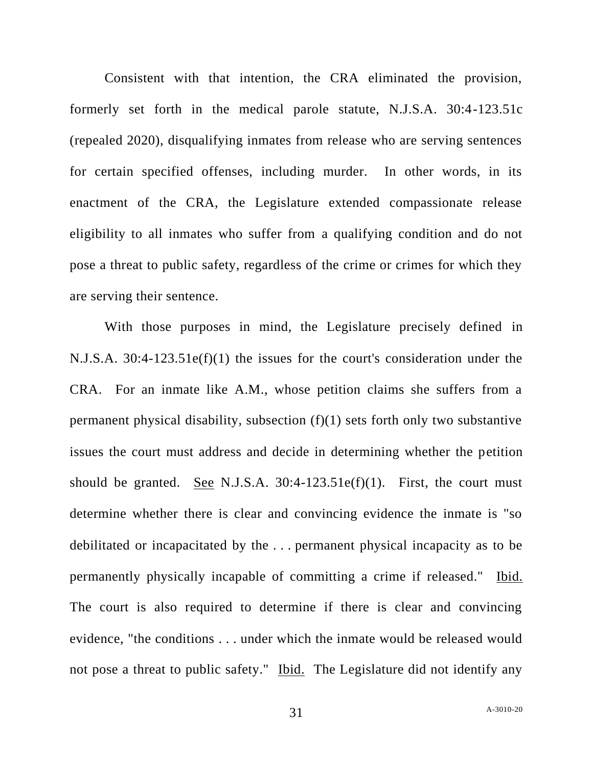Consistent with that intention, the CRA eliminated the provision, formerly set forth in the medical parole statute, N.J.S.A. 30:4-123.51c (repealed 2020), disqualifying inmates from release who are serving sentences for certain specified offenses, including murder. In other words, in its enactment of the CRA, the Legislature extended compassionate release eligibility to all inmates who suffer from a qualifying condition and do not pose a threat to public safety, regardless of the crime or crimes for which they are serving their sentence.

With those purposes in mind, the Legislature precisely defined in N.J.S.A. 30:4-123.51e(f)(1) the issues for the court's consideration under the CRA. For an inmate like A.M., whose petition claims she suffers from a permanent physical disability, subsection (f)(1) sets forth only two substantive issues the court must address and decide in determining whether the petition should be granted. See N.J.S.A. 30:4-123.51e(f)(1). First, the court must determine whether there is clear and convincing evidence the inmate is "so debilitated or incapacitated by the . . . permanent physical incapacity as to be permanently physically incapable of committing a crime if released." Ibid. The court is also required to determine if there is clear and convincing evidence, "the conditions . . . under which the inmate would be released would not pose a threat to public safety." Ibid. The Legislature did not identify any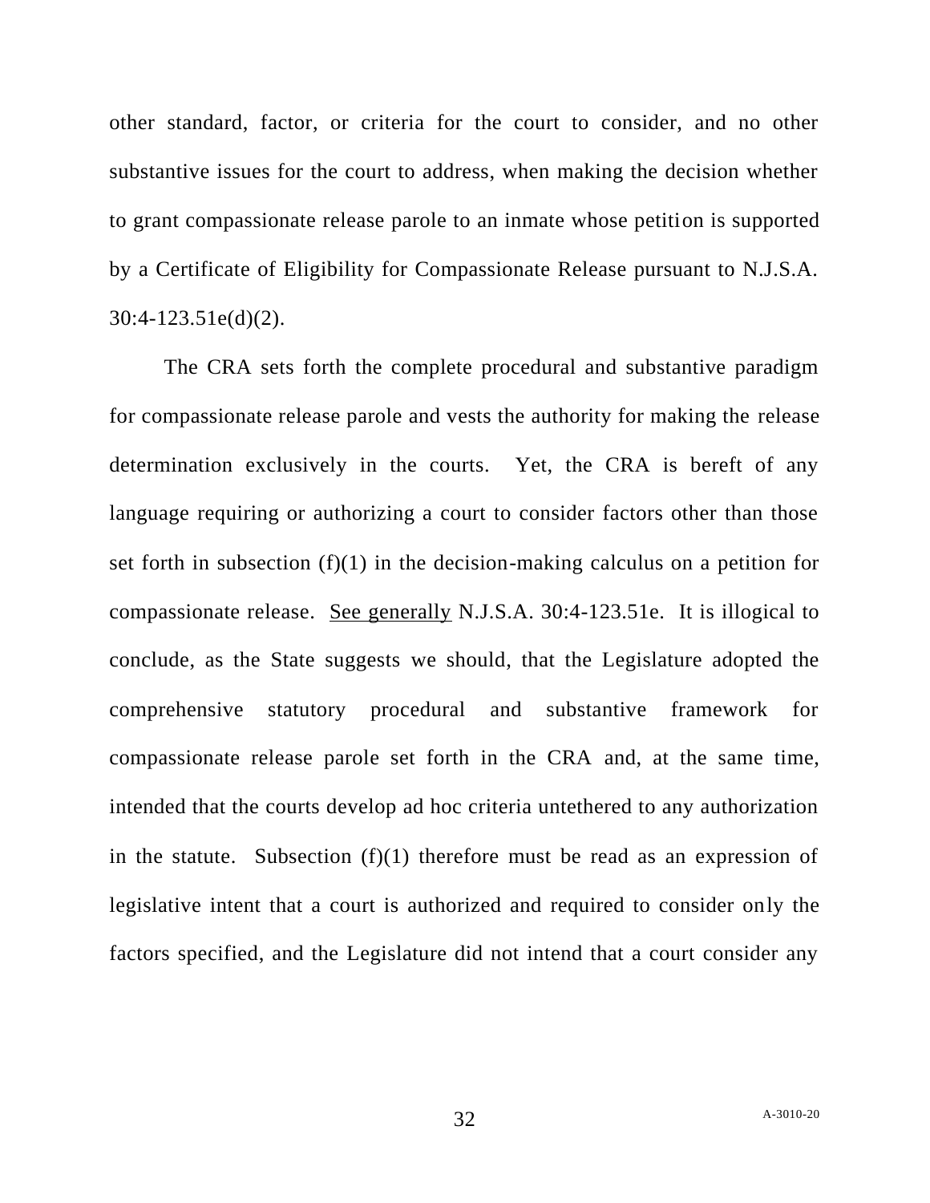other standard, factor, or criteria for the court to consider, and no other substantive issues for the court to address, when making the decision whether to grant compassionate release parole to an inmate whose petition is supported by a Certificate of Eligibility for Compassionate Release pursuant to N.J.S.A. 30:4-123.51e(d)(2).

The CRA sets forth the complete procedural and substantive paradigm for compassionate release parole and vests the authority for making the release determination exclusively in the courts. Yet, the CRA is bereft of any language requiring or authorizing a court to consider factors other than those set forth in subsection (f)(1) in the decision-making calculus on a petition for compassionate release. See generally N.J.S.A. 30:4-123.51e. It is illogical to conclude, as the State suggests we should, that the Legislature adopted the comprehensive statutory procedural and substantive framework for compassionate release parole set forth in the CRA and, at the same time, intended that the courts develop ad hoc criteria untethered to any authorization in the statute. Subsection (f)(1) therefore must be read as an expression of legislative intent that a court is authorized and required to consider only the factors specified, and the Legislature did not intend that a court consider any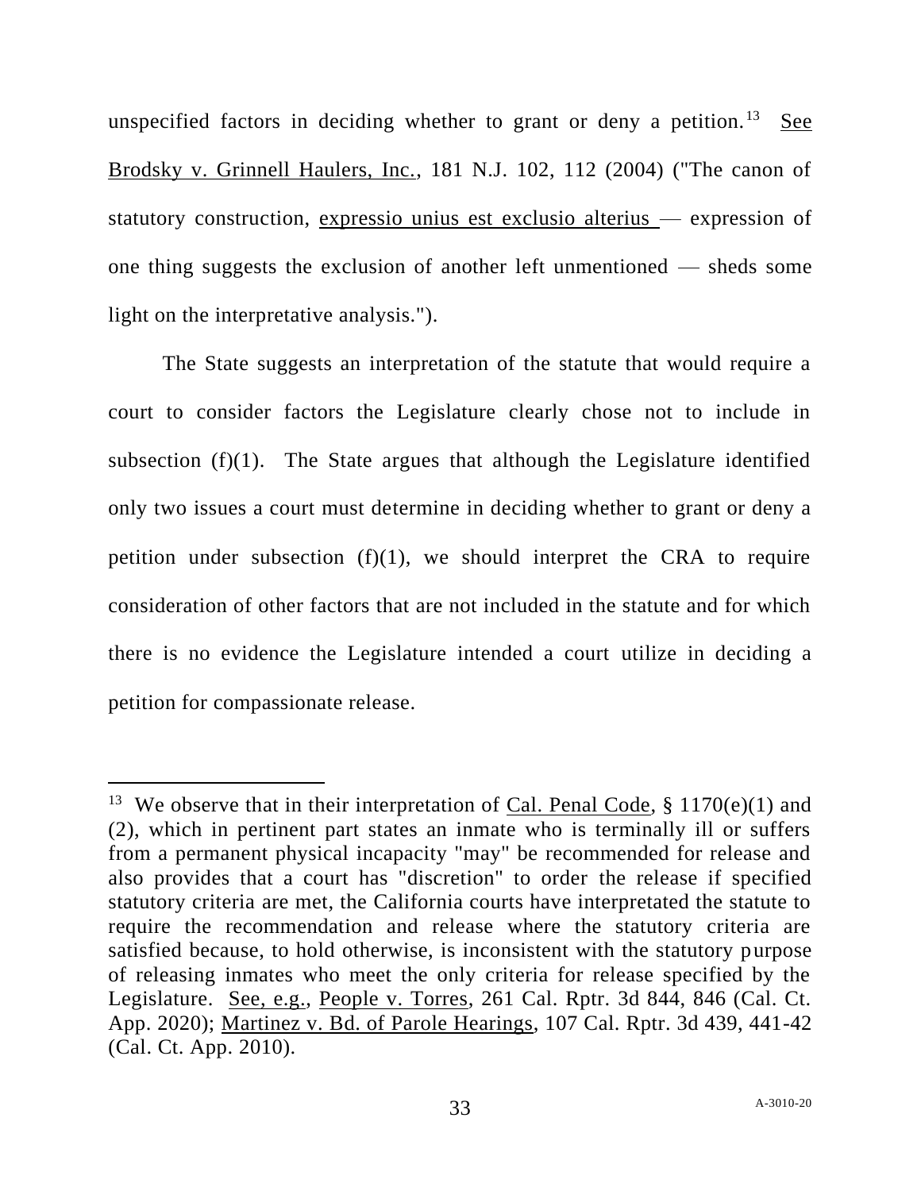unspecified factors in deciding whether to grant or deny a petition.[13] See Brodsky v. Grinnell Haulers, Inc., 181 N.J. 102, 112 (2004) ("The canon of statutory construction, expressio unius est exclusio alterius — expression of one thing suggests the exclusion of another left unmentioned — sheds some light on the interpretative analysis.").

The State suggests an interpretation of the statute that would require a court to consider factors the Legislature clearly chose not to include in subsection (f)(1). The State argues that although the Legislature identified only two issues a court must determine in deciding whether to grant or deny a petition under subsection (f)(1), we should interpret the CRA to require consideration of other factors that are not included in the statute and for which there is no evidence the Legislature intended a court utilize in deciding a petition for compassionate release.

---

[13] We observe that in their interpretation of Cal. Penal Code, § 1170(e)(1) and (2), which in pertinent part states an inmate who is terminally ill or suffers from a permanent physical incapacity "may" be recommended for release and also provides that a court has "discretion" to order the release if specified statutory criteria are met, the California courts have interpretated the statute to require the recommendation and release where the statutory criteria are satisfied because, to hold otherwise, is inconsistent with the statutory purpose of releasing inmates who meet the only criteria for release specified by the Legislature. See, e.g., People v. Torres, 261 Cal. Rptr. 3d 844, 846 (Cal. Ct. App. 2020); Martinez v. Bd. of Parole Hearings, 107 Cal. Rptr. 3d 439, 441-42 (Cal. Ct. App. 2010).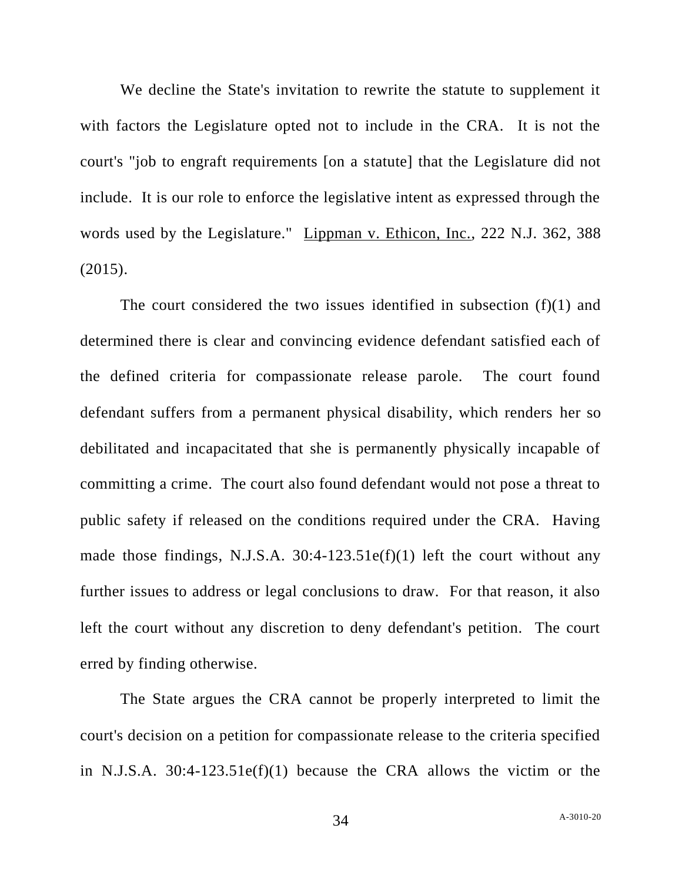We decline the State's invitation to rewrite the statute to supplement it with factors the Legislature opted not to include in the CRA. It is not the court's "job to engraft requirements [on a statute] that the Legislature did not include. It is our role to enforce the legislative intent as expressed through the words used by the Legislature." Lippman v. Ethicon, Inc., 222 N.J. 362, 388 (2015).

The court considered the two issues identified in subsection (f)(1) and determined there is clear and convincing evidence defendant satisfied each of the defined criteria for compassionate release parole. The court found defendant suffers from a permanent physical disability, which renders her so debilitated and incapacitated that she is permanently physically incapable of committing a crime. The court also found defendant would not pose a threat to public safety if released on the conditions required under the CRA. Having made those findings, N.J.S.A. 30:4-123.51e(f)(1) left the court without any further issues to address or legal conclusions to draw. For that reason, it also left the court without any discretion to deny defendant's petition. The court erred by finding otherwise.

The State argues the CRA cannot be properly interpreted to limit the court's decision on a petition for compassionate release to the criteria specified in N.J.S.A. 30:4-123.51e(f)(1) because the CRA allows the victim or the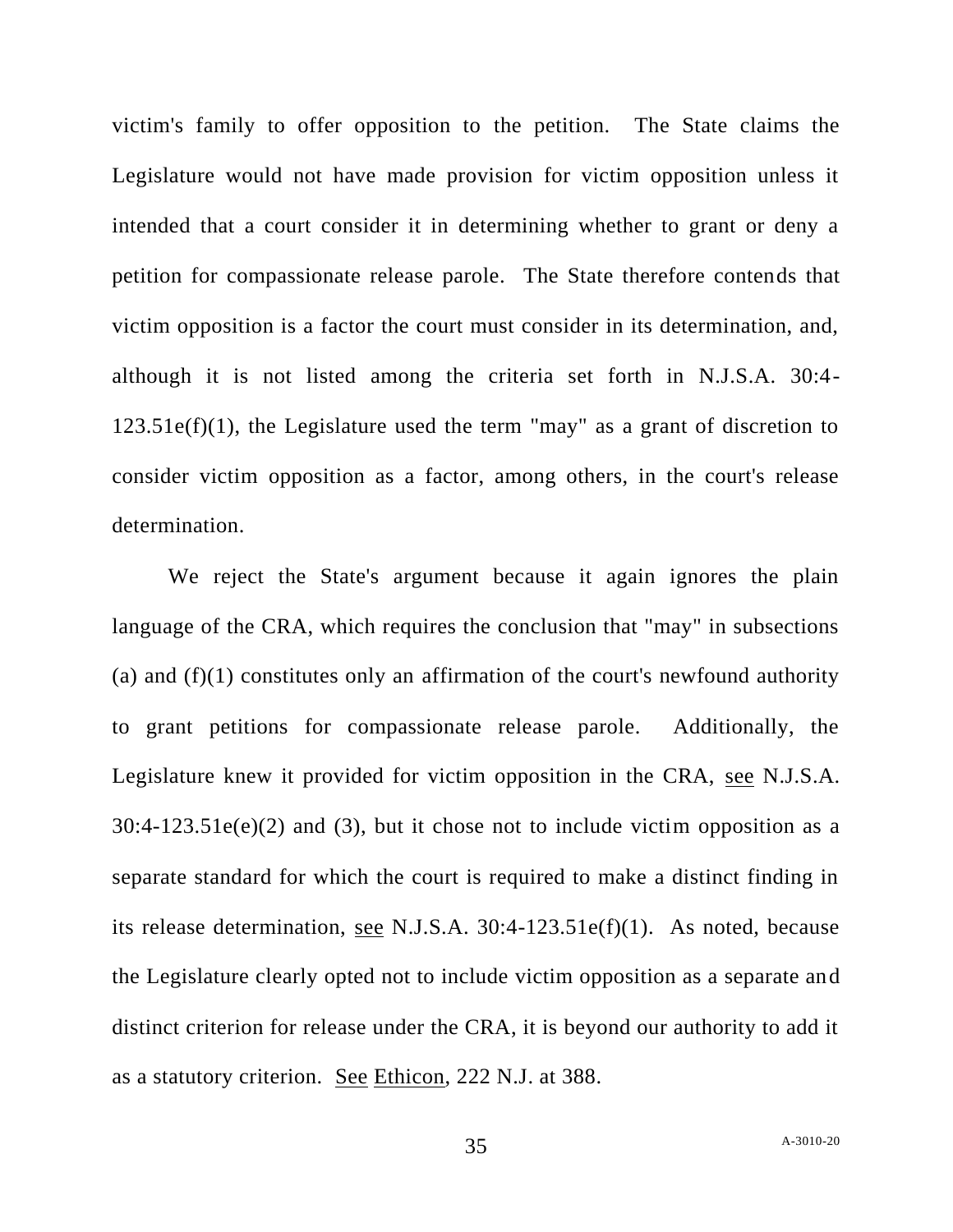victim's family to offer opposition to the petition. The State claims the Legislature would not have made provision for victim opposition unless it intended that a court consider it in determining whether to grant or deny a petition for compassionate release parole. The State therefore contends that victim opposition is a factor the court must consider in its determination, and, although it is not listed among the criteria set forth in N.J.S.A. 30:4-123.51e(f)(1), the Legislature used the term "may" as a grant of discretion to consider victim opposition as a factor, among others, in the court's release determination.

We reject the State's argument because it again ignores the plain language of the CRA, which requires the conclusion that "may" in subsections (a) and (f)(1) constitutes only an affirmation of the court's newfound authority to grant petitions for compassionate release parole. Additionally, the Legislature knew it provided for victim opposition in the CRA, see N.J.S.A. 30:4-123.51e(e)(2) and (3), but it chose not to include victim opposition as a separate standard for which the court is required to make a distinct finding in its release determination, see N.J.S.A. 30:4-123.51e(f)(1). As noted, because the Legislature clearly opted not to include victim opposition as a separate and distinct criterion for release under the CRA, it is beyond our authority to add it as a statutory criterion. See Ethicon, 222 N.J. at 388.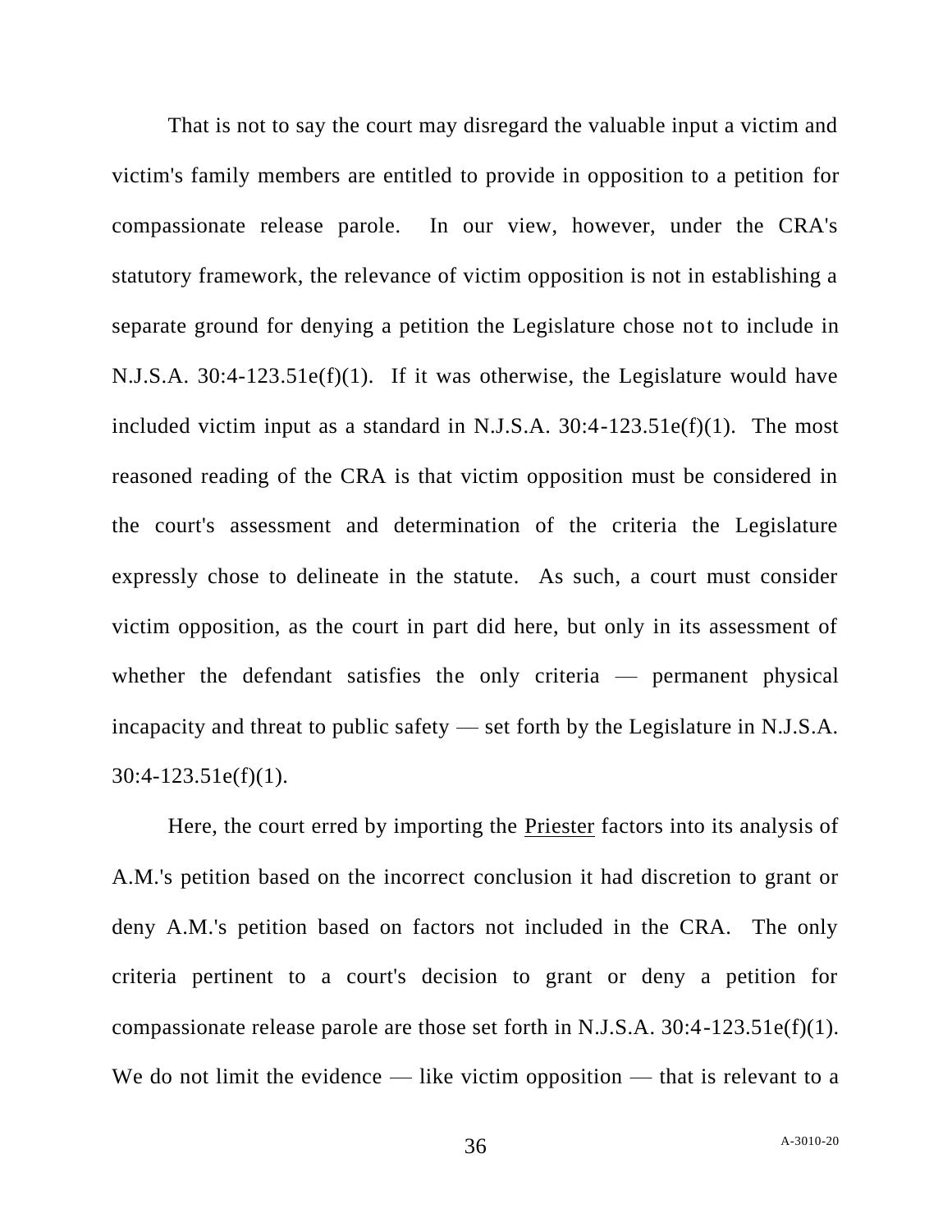That is not to say the court may disregard the valuable input a victim and victim's family members are entitled to provide in opposition to a petition for compassionate release parole. In our view, however, under the CRA's statutory framework, the relevance of victim opposition is not in establishing a separate ground for denying a petition the Legislature chose not to include in N.J.S.A. 30:4-123.51e(f)(1). If it was otherwise, the Legislature would have included victim input as a standard in N.J.S.A. 30:4-123.51e(f)(1). The most reasoned reading of the CRA is that victim opposition must be considered in the court's assessment and determination of the criteria the Legislature expressly chose to delineate in the statute. As such, a court must consider victim opposition, as the court in part did here, but only in its assessment of whether the defendant satisfies the only criteria — permanent physical incapacity and threat to public safety — set forth by the Legislature in N.J.S.A. 30:4-123.51e(f)(1).

Here, the court erred by importing the Priester factors into its analysis of A.M.'s petition based on the incorrect conclusion it had discretion to grant or deny A.M.'s petition based on factors not included in the CRA. The only criteria pertinent to a court's decision to grant or deny a petition for compassionate release parole are those set forth in N.J.S.A. 30:4-123.51e(f)(1). We do not limit the evidence — like victim opposition — that is relevant to a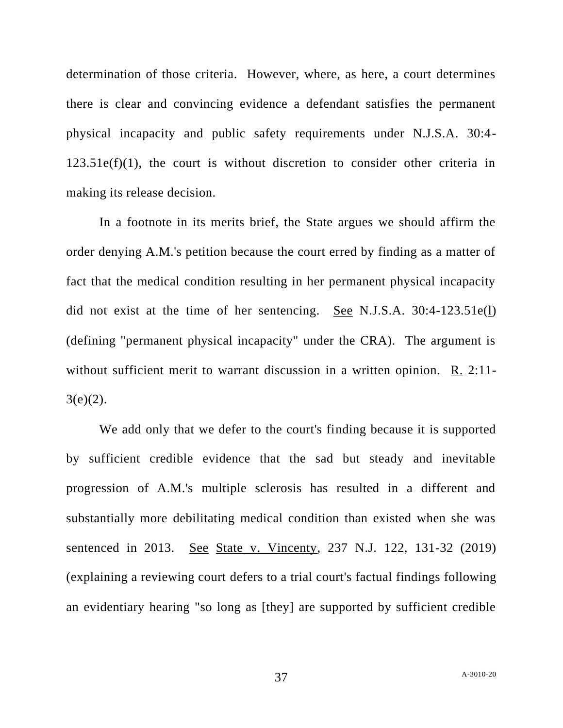determination of those criteria. However, where, as here, a court determines there is clear and convincing evidence a defendant satisfies the permanent physical incapacity and public safety requirements under N.J.S.A. 30:4-123.51e(f)(1), the court is without discretion to consider other criteria in making its release decision.

In a footnote in its merits brief, the State argues we should affirm the order denying A.M.'s petition because the court erred by finding as a matter of fact that the medical condition resulting in her permanent physical incapacity did not exist at the time of her sentencing. See N.J.S.A. 30:4-123.51e(l) (defining "permanent physical incapacity" under the CRA). The argument is without sufficient merit to warrant discussion in a written opinion. R. 2:11-3(e)(2).

We add only that we defer to the court's finding because it is supported by sufficient credible evidence that the sad but steady and inevitable progression of A.M.'s multiple sclerosis has resulted in a different and substantially more debilitating medical condition than existed when she was sentenced in 2013. See State v. Vincenty, 237 N.J. 122, 131-32 (2019) (explaining a reviewing court defers to a trial court's factual findings following an evidentiary hearing "so long as [they] are supported by sufficient credible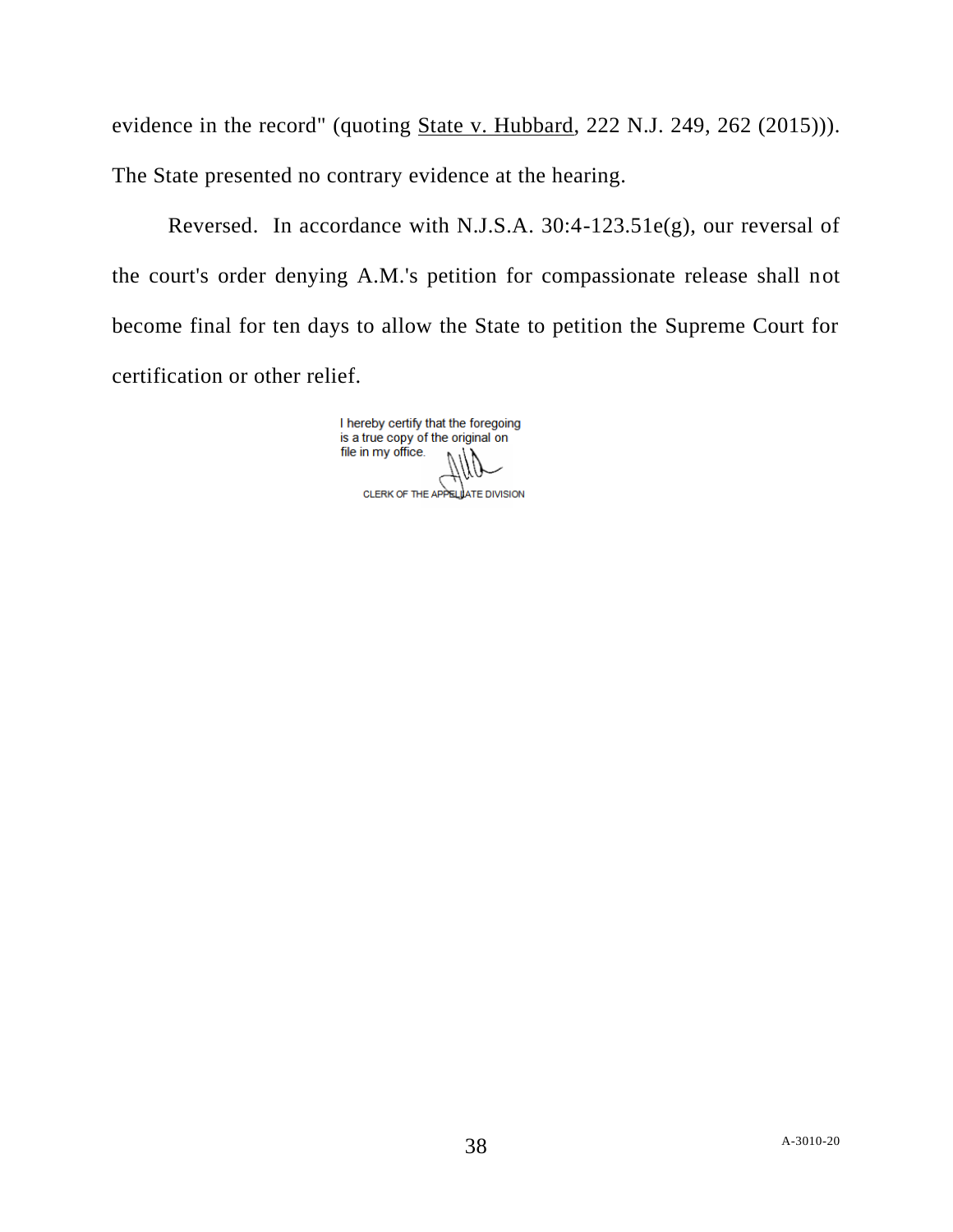evidence in the record" (quoting State v. Hubbard, 222 N.J. 249, 262 (2015))). The State presented no contrary evidence at the hearing.

Reversed. In accordance with N.J.S.A. 30:4-123.51e(g), our reversal of the court's order denying A.M.'s petition for compassionate release shall not become final for ten days to allow the State to petition the Supreme Court for certification or other relief.

I hereby certify that the foregoing is a true copy of the original on file in my office.

CLERK OF THE APPELLATE DIVISION